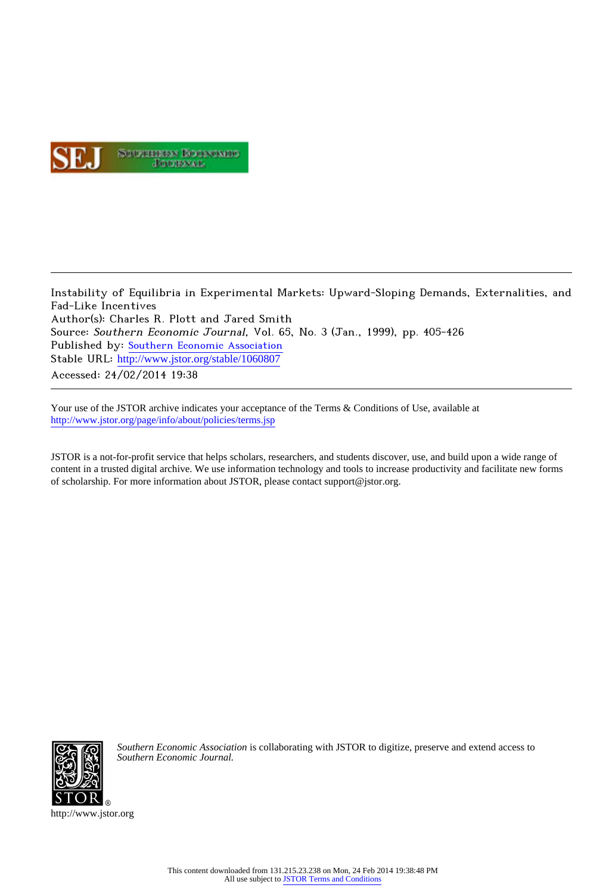Instability of Equilibria in Experimental Markets: Upward-Sloping Demands, Externalities, and Fad-Like Incentives

Author(s): Charles R. Plott and Jared Smith

Source: *Southern Economic Journal*, Vol. 65, No. 3 (Jan., 1999), pp. 405-426

Published by: Southern Economic Association

Stable URL: http://www.jstor.org/stable/1060807

Accessed: 24/02/2014 19:38

---

Your use of the JSTOR archive indicates your acceptance of the Terms & Conditions of Use, available at http://www.jstor.org/page/info/about/policies/terms.jsp

JSTOR is a not-for-profit service that helps scholars, researchers, and students discover, use, and build upon a wide range of content in a trusted digital archive. We use information technology and tools to increase productivity and facilitate new forms of scholarship. For more information about JSTOR, please contact support@jstor.org.

*Southern Economic Association* is collaborating with JSTOR to digitize, preserve and extend access to *Southern Economic Journal.*

http://www.jstor.org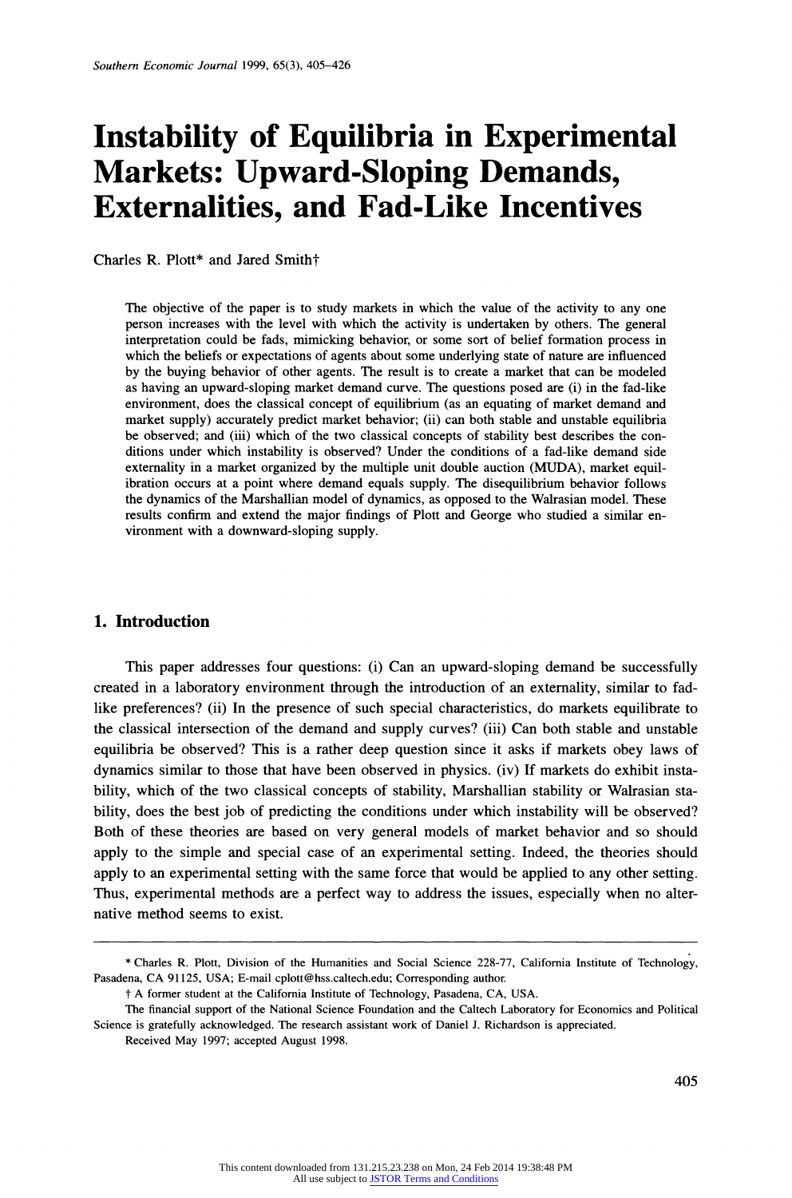# Instability of Equilibria in Experimental Markets: Upward-Sloping Demands, Externalities, and Fad-Like Incentives

Charles R. Plott* and Jared Smith†

The objective of the paper is to study markets in which the value of the activity to any one person increases with the level with which the activity is undertaken by others. The general interpretation could be fads, mimicking behavior, or some sort of belief formation process in which the beliefs or expectations of agents about some underlying state of nature are influenced by the buying behavior of other agents. The result is to create a market that can be modeled as having an upward-sloping market demand curve. The questions posed are (i) in the fad-like environment, does the classical concept of equilibrium (as an equating of market demand and market supply) accurately predict market behavior; (ii) can both stable and unstable equilibria be observed; and (iii) which of the two classical concepts of stability best describes the conditions under which instability is observed? Under the conditions of a fad-like demand side externality in a market organized by the multiple unit double auction (MUDA), market equilibration occurs at a point where demand equals supply. The disequilibrium behavior follows the dynamics of the Marshallian model of dynamics, as opposed to the Walrasian model. These results confirm and extend the major findings of Plott and George who studied a similar environment with a downward-sloping supply.

## 1. Introduction

This paper addresses four questions: (i) Can an upward-sloping demand be successfully created in a laboratory environment through the introduction of an externality, similar to fad-like preferences? (ii) In the presence of such special characteristics, do markets equilibrate to the classical intersection of the demand and supply curves? (iii) Can both stable and unstable equilibria be observed? This is a rather deep question since it asks if markets obey laws of dynamics similar to those that have been observed in physics. (iv) If markets do exhibit instability, which of the two classical concepts of stability, Marshallian stability or Walrasian stability, does the best job of predicting the conditions under which instability will be observed? Both of these theories are based on very general models of market behavior and so should apply to the simple and special case of an experimental setting. Indeed, the theories should apply to an experimental setting with the same force that would be applied to any other setting. Thus, experimental methods are a perfect way to address the issues, especially when no alternative method seems to exist.

---

\* Charles R. Plott, Division of the Humanities and Social Science 228-77, California Institute of Technology, Pasadena, CA 91125, USA; E-mail cplott@hss.caltech.edu; Corresponding author.

† A former student at the California Institute of Technology, Pasadena, CA, USA.

The financial support of the National Science Foundation and the Caltech Laboratory for Economics and Political Science is gratefully acknowledged. The research assistant work of Daniel J. Richardson is appreciated.

Received May 1997; accepted August 1998.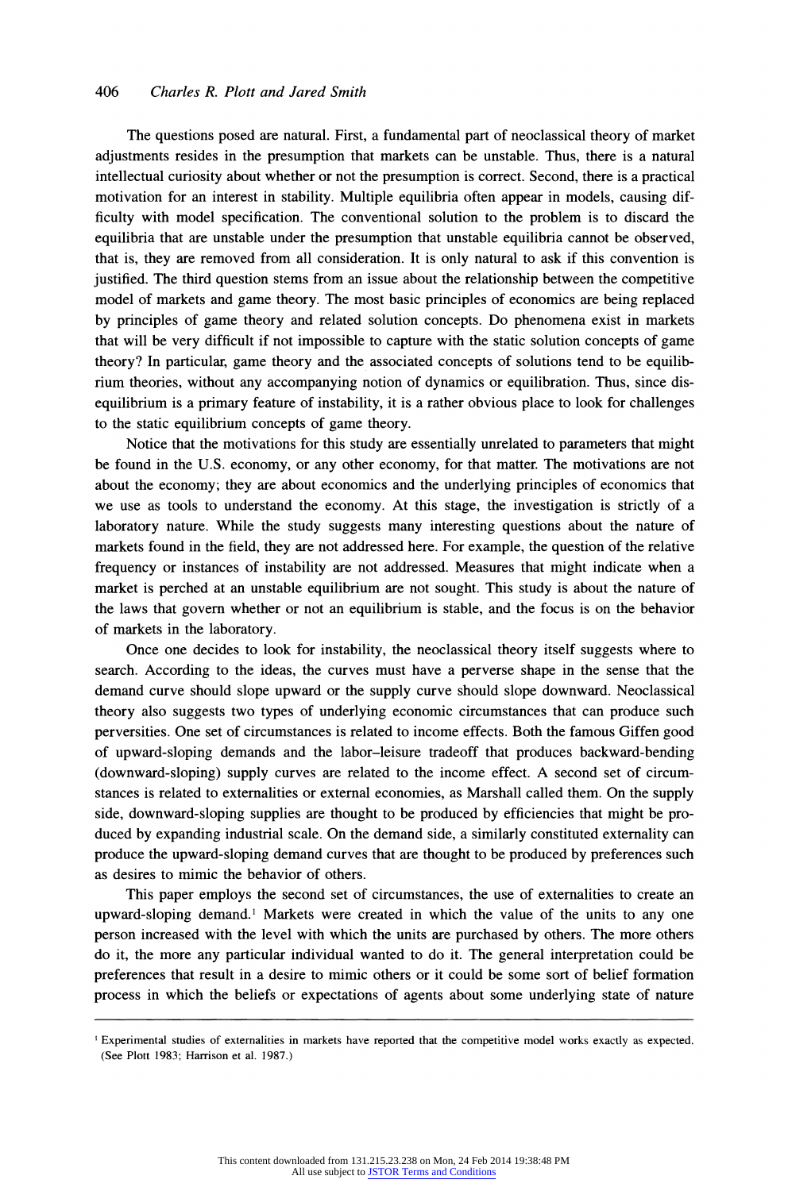The questions posed are natural. First, a fundamental part of neoclassical theory of market adjustments resides in the presumption that markets can be unstable. Thus, there is a natural intellectual curiosity about whether or not the presumption is correct. Second, there is a practical motivation for an interest in stability. Multiple equilibria often appear in models, causing difficulty with model specification. The conventional solution to the problem is to discard the equilibria that are unstable under the presumption that unstable equilibria cannot be observed, that is, they are removed from all consideration. It is only natural to ask if this convention is justified. The third question stems from an issue about the relationship between the competitive model of markets and game theory. The most basic principles of economics are being replaced by principles of game theory and related solution concepts. Do phenomena exist in markets that will be very difficult if not impossible to capture with the static solution concepts of game theory? In particular, game theory and the associated concepts of solutions tend to be equilibrium theories, without any accompanying notion of dynamics or equilibration. Thus, since disequilibrium is a primary feature of instability, it is a rather obvious place to look for challenges to the static equilibrium concepts of game theory.

Notice that the motivations for this study are essentially unrelated to parameters that might be found in the U.S. economy, or any other economy, for that matter. The motivations are not about the economy; they are about economics and the underlying principles of economics that we use as tools to understand the economy. At this stage, the investigation is strictly of a laboratory nature. While the study suggests many interesting questions about the nature of markets found in the field, they are not addressed here. For example, the question of the relative frequency or instances of instability are not addressed. Measures that might indicate when a market is perched at an unstable equilibrium are not sought. This study is about the nature of the laws that govern whether or not an equilibrium is stable, and the focus is on the behavior of markets in the laboratory.

Once one decides to look for instability, the neoclassical theory itself suggests where to search. According to the ideas, the curves must have a perverse shape in the sense that the demand curve should slope upward or the supply curve should slope downward. Neoclassical theory also suggests two types of underlying economic circumstances that can produce such perversities. One set of circumstances is related to income effects. Both the famous Giffen good of upward-sloping demands and the labor–leisure tradeoff that produces backward-bending (downward-sloping) supply curves are related to the income effect. A second set of circumstances is related to externalities or external economies, as Marshall called them. On the supply side, downward-sloping supplies are thought to be produced by efficiencies that might be produced by expanding industrial scale. On the demand side, a similarly constituted externality can produce the upward-sloping demand curves that are thought to be produced by preferences such as desires to mimic the behavior of others.

This paper employs the second set of circumstances, the use of externalities to create an upward-sloping demand.[1] Markets were created in which the value of the units to any one person increased with the level with which the units are purchased by others. The more others do it, the more any particular individual wanted to do it. The general interpretation could be preferences that result in a desire to mimic others or it could be some sort of belief formation process in which the beliefs or expectations of agents about some underlying state of nature

[1] Experimental studies of externalities in markets have reported that the competitive model works exactly as expected. (See Plott 1983; Harrison et al. 1987.)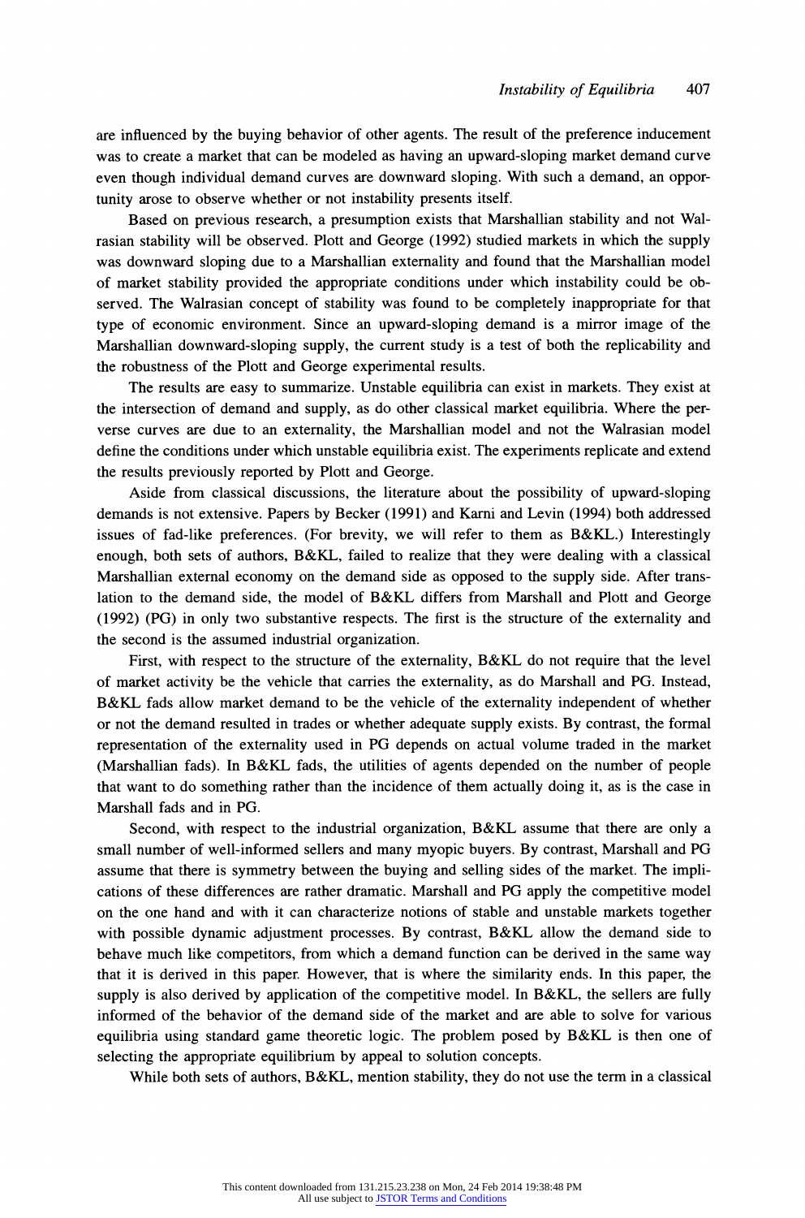are influenced by the buying behavior of other agents. The result of the preference inducement was to create a market that can be modeled as having an upward-sloping market demand curve even though individual demand curves are downward sloping. With such a demand, an opportunity arose to observe whether or not instability presents itself.

Based on previous research, a presumption exists that Marshallian stability and not Walrasian stability will be observed. Plott and George (1992) studied markets in which the supply was downward sloping due to a Marshallian externality and found that the Marshallian model of market stability provided the appropriate conditions under which instability could be observed. The Walrasian concept of stability was found to be completely inappropriate for that type of economic environment. Since an upward-sloping demand is a mirror image of the Marshallian downward-sloping supply, the current study is a test of both the replicability and the robustness of the Plott and George experimental results.

The results are easy to summarize. Unstable equilibria can exist in markets. They exist at the intersection of demand and supply, as do other classical market equilibria. Where the perverse curves are due to an externality, the Marshallian model and not the Walrasian model define the conditions under which unstable equilibria exist. The experiments replicate and extend the results previously reported by Plott and George.

Aside from classical discussions, the literature about the possibility of upward-sloping demands is not extensive. Papers by Becker (1991) and Karni and Levin (1994) both addressed issues of fad-like preferences. (For brevity, we will refer to them as B&KL.) Interestingly enough, both sets of authors, B&KL, failed to realize that they were dealing with a classical Marshallian external economy on the demand side as opposed to the supply side. After translation to the demand side, the model of B&KL differs from Marshall and Plott and George (1992) (PG) in only two substantive respects. The first is the structure of the externality and the second is the assumed industrial organization.

First, with respect to the structure of the externality, B&KL do not require that the level of market activity be the vehicle that carries the externality, as do Marshall and PG. Instead, B&KL fads allow market demand to be the vehicle of the externality independent of whether or not the demand resulted in trades or whether adequate supply exists. By contrast, the formal representation of the externality used in PG depends on actual volume traded in the market (Marshallian fads). In B&KL fads, the utilities of agents depended on the number of people that want to do something rather than the incidence of them actually doing it, as is the case in Marshall fads and in PG.

Second, with respect to the industrial organization, B&KL assume that there are only a small number of well-informed sellers and many myopic buyers. By contrast, Marshall and PG assume that there is symmetry between the buying and selling sides of the market. The implications of these differences are rather dramatic. Marshall and PG apply the competitive model on the one hand and with it can characterize notions of stable and unstable markets together with possible dynamic adjustment processes. By contrast, B&KL allow the demand side to behave much like competitors, from which a demand function can be derived in the same way that it is derived in this paper. However, that is where the similarity ends. In this paper, the supply is also derived by application of the competitive model. In B&KL, the sellers are fully informed of the behavior of the demand side of the market and are able to solve for various equilibria using standard game theoretic logic. The problem posed by B&KL is then one of selecting the appropriate equilibrium by appeal to solution concepts.

While both sets of authors, B&KL, mention stability, they do not use the term in a classical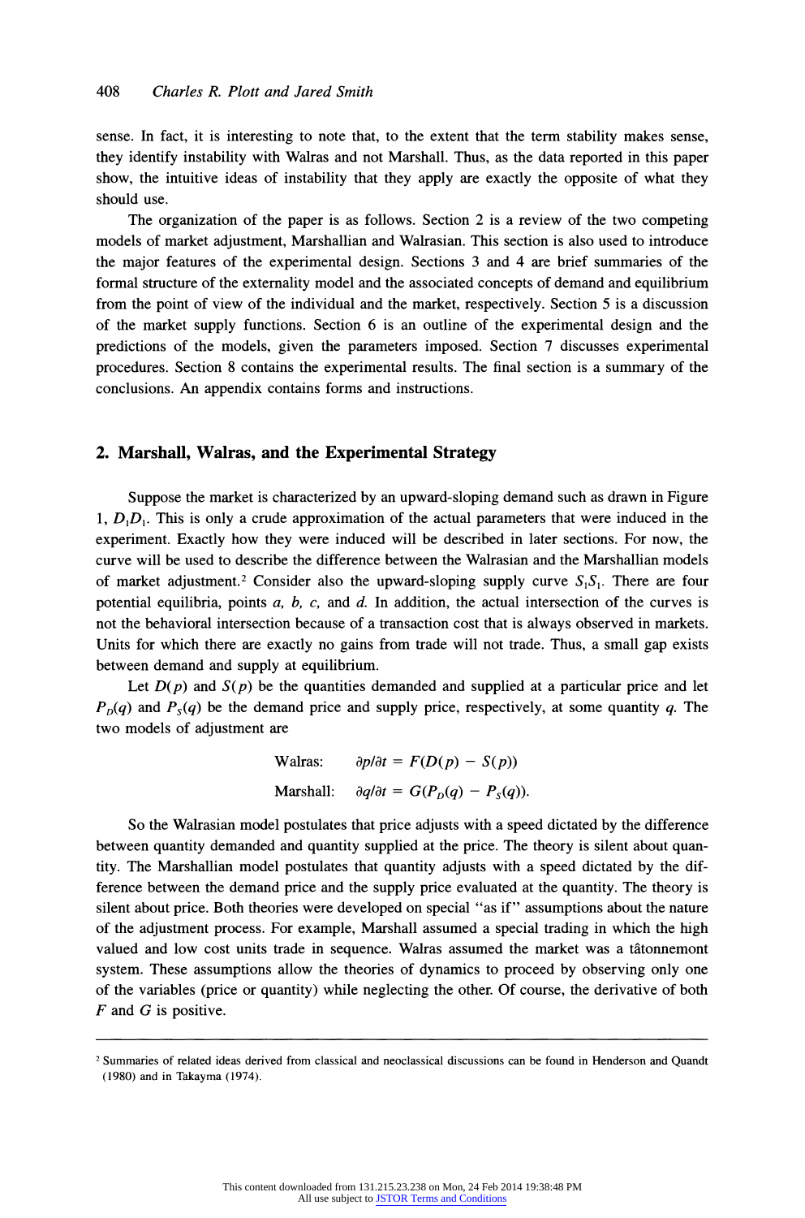sense. In fact, it is interesting to note that, to the extent that the term stability makes sense, they identify instability with Walras and not Marshall. Thus, as the data reported in this paper show, the intuitive ideas of instability that they apply are exactly the opposite of what they should use.

The organization of the paper is as follows. Section 2 is a review of the two competing models of market adjustment, Marshallian and Walrasian. This section is also used to introduce the major features of the experimental design. Sections 3 and 4 are brief summaries of the formal structure of the externality model and the associated concepts of demand and equilibrium from the point of view of the individual and the market, respectively. Section 5 is a discussion of the market supply functions. Section 6 is an outline of the experimental design and the predictions of the models, given the parameters imposed. Section 7 discusses experimental procedures. Section 8 contains the experimental results. The final section is a summary of the conclusions. An appendix contains forms and instructions.

## 2. Marshall, Walras, and the Experimental Strategy

Suppose the market is characterized by an upward-sloping demand such as drawn in Figure 1, $D_1D_1$. This is only a crude approximation of the actual parameters that were induced in the experiment. Exactly how they were induced will be described in later sections. For now, the curve will be used to describe the difference between the Walrasian and the Marshallian models of market adjustment.[2] Consider also the upward-sloping supply curve $S_1S_1$. There are four potential equilibria, points *a, b, c,* and *d.* In addition, the actual intersection of the curves is not the behavioral intersection because of a transaction cost that is always observed in markets. Units for which there are exactly no gains from trade will not trade. Thus, a small gap exists between demand and supply at equilibrium.

Let $D(p)$ and $S(p)$ be the quantities demanded and supplied at a particular price and let $P_D(q)$ and $P_S(q)$ be the demand price and supply price, respectively, at some quantity $q$. The two models of adjustment are

$$\text{Walras:} \qquad \partial p/\partial t = F(D(p) - S(p))$$

$$\text{Marshall:} \qquad \partial q/\partial t = G(P_D(q) - P_S(q)).$$

So the Walrasian model postulates that price adjusts with a speed dictated by the difference between quantity demanded and quantity supplied at the price. The theory is silent about quantity. The Marshallian model postulates that quantity adjusts with a speed dictated by the difference between the demand price and the supply price evaluated at the quantity. The theory is silent about price. Both theories were developed on special "as if" assumptions about the nature of the adjustment process. For example, Marshall assumed a special trading in which the high valued and low cost units trade in sequence. Walras assumed the market was a tâtonnemont system. These assumptions allow the theories of dynamics to proceed by observing only one of the variables (price or quantity) while neglecting the other. Of course, the derivative of both $F$ and $G$ is positive.

[2] Summaries of related ideas derived from classical and neoclassical discussions can be found in Henderson and Quandt (1980) and in Takayma (1974).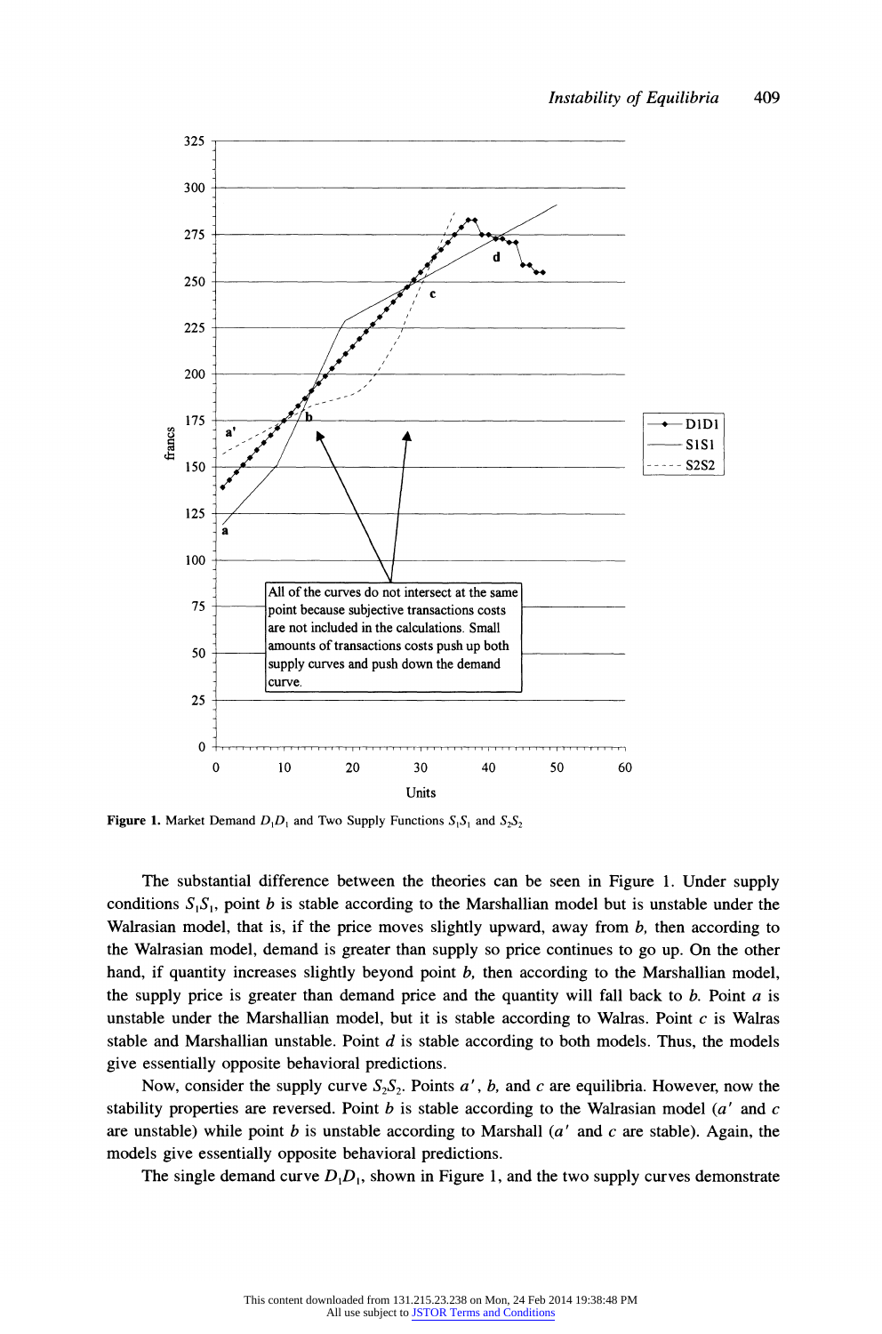All of the curves do not intersect at the same point because subjective transactions costs are not included in the calculations. Small amounts of transactions costs push up both supply curves and push down the demand curve.

**Figure 1.** Market Demand $D_1D_1$ and Two Supply Functions $S_1S_1$ and $S_2S_2$

The substantial difference between the theories can be seen in Figure 1. Under supply conditions $S_1S_1$, point $b$ is stable according to the Marshallian model but is unstable under the Walrasian model, that is, if the price moves slightly upward, away from $b$, then according to the Walrasian model, demand is greater than supply so price continues to go up. On the other hand, if quantity increases slightly beyond point $b$, then according to the Marshallian model, the supply price is greater than demand price and the quantity will fall back to $b$. Point $a$ is unstable under the Marshallian model, but it is stable according to Walras. Point $c$ is Walras stable and Marshallian unstable. Point $d$ is stable according to both models. Thus, the models give essentially opposite behavioral predictions.

Now, consider the supply curve $S_2S_2$. Points $a'$, $b$, and $c$ are equilibria. However, now the stability properties are reversed. Point $b$ is stable according to the Walrasian model ($a'$ and $c$ are unstable) while point $b$ is unstable according to Marshall ($a'$ and $c$ are stable). Again, the models give essentially opposite behavioral predictions.

The single demand curve $D_1D_1$, shown in Figure 1, and the two supply curves demonstrate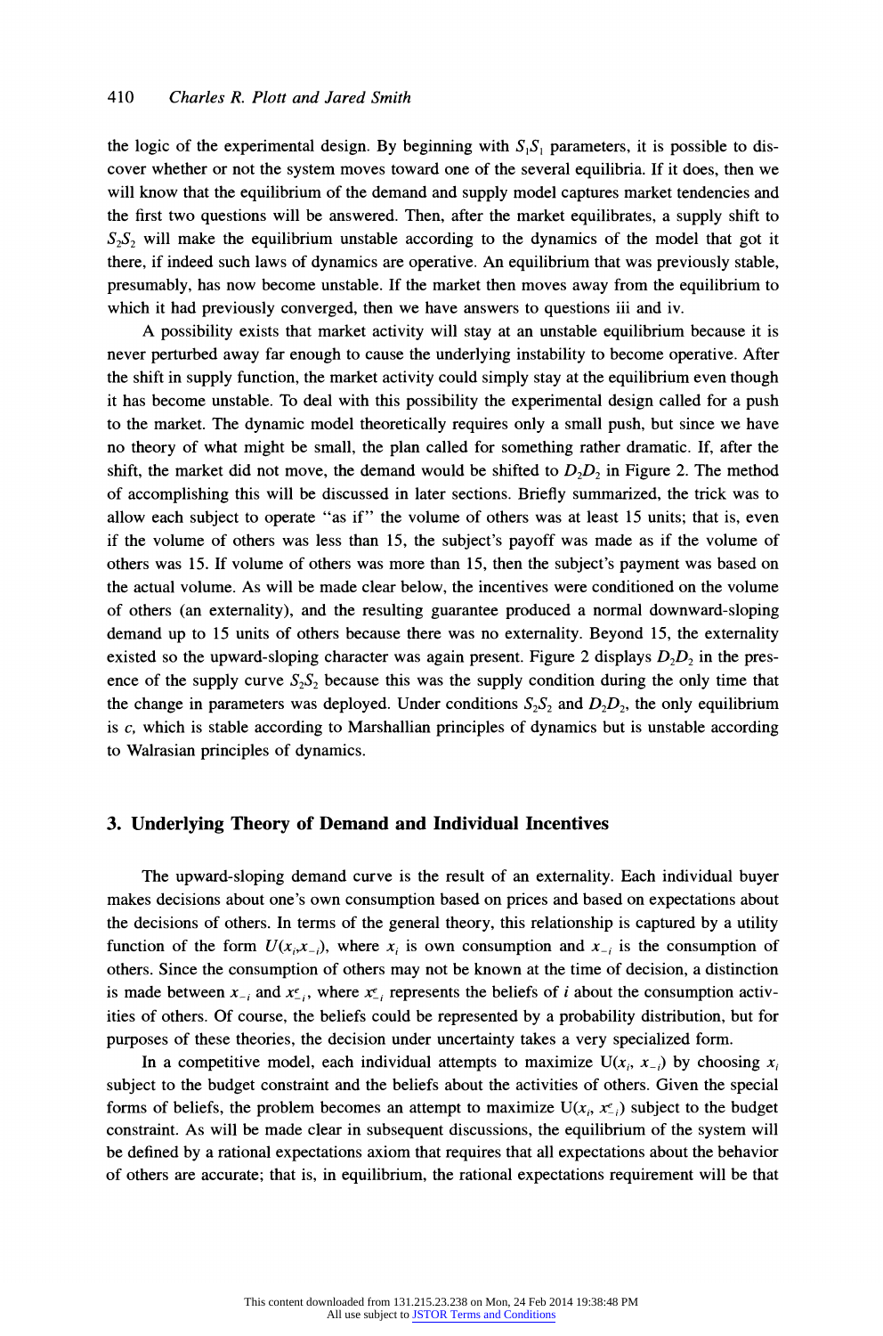the logic of the experimental design. By beginning with $S_1S_1$ parameters, it is possible to discover whether or not the system moves toward one of the several equilibria. If it does, then we will know that the equilibrium of the demand and supply model captures market tendencies and the first two questions will be answered. Then, after the market equilibrates, a supply shift to $S_2S_2$ will make the equilibrium unstable according to the dynamics of the model that got it there, if indeed such laws of dynamics are operative. An equilibrium that was previously stable, presumably, has now become unstable. If the market then moves away from the equilibrium to which it had previously converged, then we have answers to questions iii and iv.

A possibility exists that market activity will stay at an unstable equilibrium because it is never perturbed away far enough to cause the underlying instability to become operative. After the shift in supply function, the market activity could simply stay at the equilibrium even though it has become unstable. To deal with this possibility the experimental design called for a push to the market. The dynamic model theoretically requires only a small push, but since we have no theory of what might be small, the plan called for something rather dramatic. If, after the shift, the market did not move, the demand would be shifted to $D_2D_2$ in Figure 2. The method of accomplishing this will be discussed in later sections. Briefly summarized, the trick was to allow each subject to operate "as if" the volume of others was at least 15 units; that is, even if the volume of others was less than 15, the subject's payoff was made as if the volume of others was 15. If volume of others was more than 15, then the subject's payment was based on the actual volume. As will be made clear below, the incentives were conditioned on the volume of others (an externality), and the resulting guarantee produced a normal downward-sloping demand up to 15 units of others because there was no externality. Beyond 15, the externality existed so the upward-sloping character was again present. Figure 2 displays $D_2D_2$ in the presence of the supply curve $S_2S_2$ because this was the supply condition during the only time that the change in parameters was deployed. Under conditions $S_2S_2$ and $D_2D_2$, the only equilibrium is *c*, which is stable according to Marshallian principles of dynamics but is unstable according to Walrasian principles of dynamics.

## 3. Underlying Theory of Demand and Individual Incentives

The upward-sloping demand curve is the result of an externality. Each individual buyer makes decisions about one's own consumption based on prices and based on expectations about the decisions of others. In terms of the general theory, this relationship is captured by a utility function of the form $U(x_i,x_{-i})$, where $x_i$ is own consumption and $x_{-i}$ is the consumption of others. Since the consumption of others may not be known at the time of decision, a distinction is made between $x_{-i}$ and $x^e_{-i}$, where $x^e_{-i}$ represents the beliefs of *i* about the consumption activities of others. Of course, the beliefs could be represented by a probability distribution, but for purposes of these theories, the decision under uncertainty takes a very specialized form.

In a competitive model, each individual attempts to maximize $U(x_i, x_{-i})$ by choosing $x_i$ subject to the budget constraint and the beliefs about the activities of others. Given the special forms of beliefs, the problem becomes an attempt to maximize $U(x_i, x^e_{-i})$ subject to the budget constraint. As will be made clear in subsequent discussions, the equilibrium of the system will be defined by a rational expectations axiom that requires that all expectations about the behavior of others are accurate; that is, in equilibrium, the rational expectations requirement will be that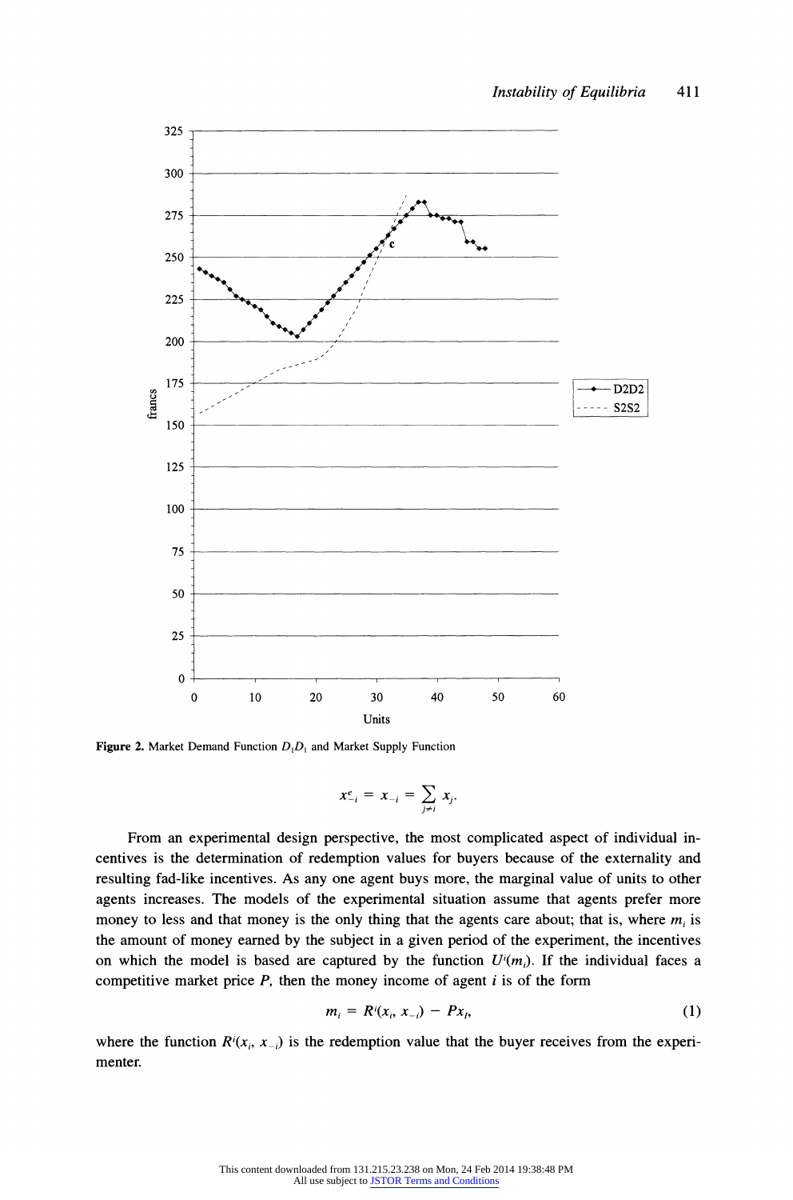Figure 2. Market Demand Function $D_1D_1$ and Market Supply Function

$$x^e_{-i} = x_{-i} = \sum_{j \neq i} x_j.$$

From an experimental design perspective, the most complicated aspect of individual incentives is the determination of redemption values for buyers because of the externality and resulting fad-like incentives. As any one agent buys more, the marginal value of units to other agents increases. The models of the experimental situation assume that agents prefer more money to less and that money is the only thing that the agents care about; that is, where $m_i$ is the amount of money earned by the subject in a given period of the experiment, the incentives on which the model is based are captured by the function $U^i(m_i)$. If the individual faces a competitive market price $P$, then the money income of agent $i$ is of the form

$$m_i = R^i(x_i, x_{-i}) - Px_i, \tag{1}$$

where the function $R^i(x_i, x_{-i})$ is the redemption value that the buyer receives from the experimenter.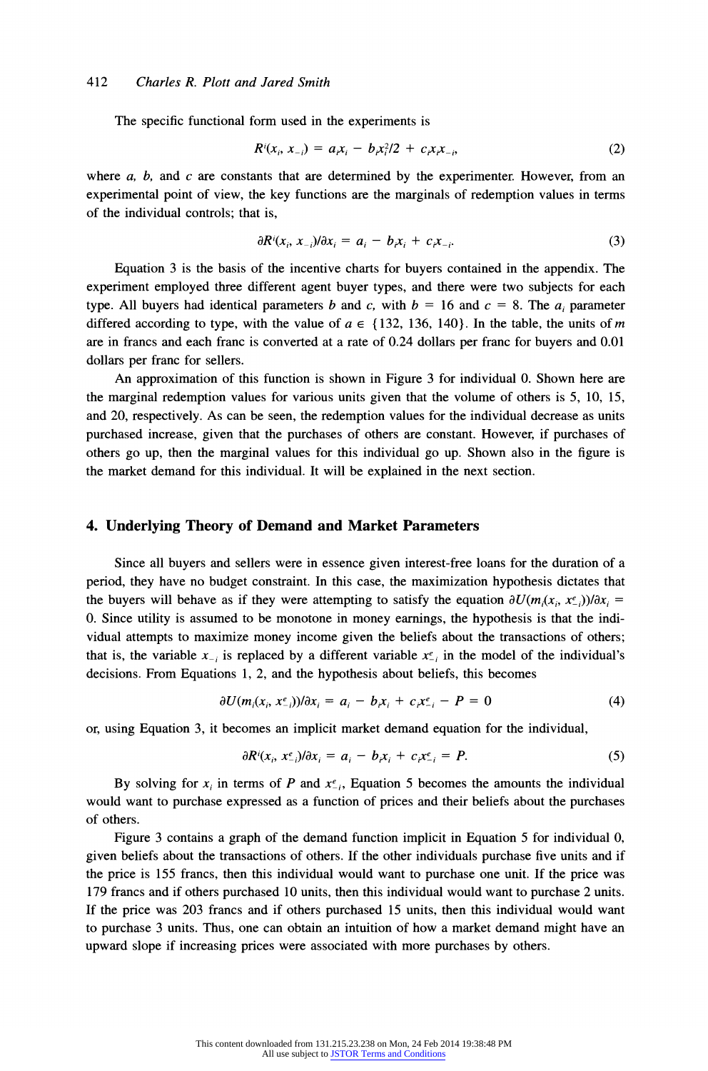The specific functional form used in the experiments is

$$R^i(x_i, x_{-i}) = a_i x_i - b_i x_i^2/2 + c_i x_i x_{-i}, \tag{2}$$

where $a$, $b$, and $c$ are constants that are determined by the experimenter. However, from an experimental point of view, the key functions are the marginals of redemption values in terms of the individual controls; that is,

$$\partial R^i(x_i, x_{-i})/\partial x_i = a_i - b_i x_i + c_i x_{-i}. \tag{3}$$

Equation 3 is the basis of the incentive charts for buyers contained in the appendix. The experiment employed three different agent buyer types, and there were two subjects for each type. All buyers had identical parameters $b$ and $c$, with $b = 16$ and $c = 8$. The $a_i$ parameter differed according to type, with the value of $a \in \{132, 136, 140\}$. In the table, the units of $m$ are in francs and each franc is converted at a rate of 0.24 dollars per franc for buyers and 0.01 dollars per franc for sellers.

An approximation of this function is shown in Figure 3 for individual 0. Shown here are the marginal redemption values for various units given that the volume of others is 5, 10, 15, and 20, respectively. As can be seen, the redemption values for the individual decrease as units purchased increase, given that the purchases of others are constant. However, if purchases of others go up, then the marginal values for this individual go up. Shown also in the figure is the market demand for this individual. It will be explained in the next section.

## 4. Underlying Theory of Demand and Market Parameters

Since all buyers and sellers were in essence given interest-free loans for the duration of a period, they have no budget constraint. In this case, the maximization hypothesis dictates that the buyers will behave as if they were attempting to satisfy the equation $\partial U(m_i(x_i, x^e_{-i}))/\partial x_i = 0$. Since utility is assumed to be monotone in money earnings, the hypothesis is that the individual attempts to maximize money income given the beliefs about the transactions of others; that is, the variable $x_{-i}$ is replaced by a different variable $x^e_{-i}$ in the model of the individual's decisions. From Equations 1, 2, and the hypothesis about beliefs, this becomes

$$\partial U(m_i(x_i, x^e_{-i}))/\partial x_i = a_i - b_i x_i + c_i x^e_{-i} - P = 0 \tag{4}$$

or, using Equation 3, it becomes an implicit market demand equation for the individual,

$$\partial R^i(x_i, x^e_{-i})/\partial x_i = a_i - b_i x_i + c_i x^e_{-i} = P. \tag{5}$$

By solving for $x_i$ in terms of $P$ and $x^e_{-i}$, Equation 5 becomes the amounts the individual would want to purchase expressed as a function of prices and their beliefs about the purchases of others.

Figure 3 contains a graph of the demand function implicit in Equation 5 for individual 0, given beliefs about the transactions of others. If the other individuals purchase five units and if the price is 155 francs, then this individual would want to purchase one unit. If the price was 179 francs and if others purchased 10 units, then this individual would want to purchase 2 units. If the price was 203 francs and if others purchased 15 units, then this individual would want to purchase 3 units. Thus, one can obtain an intuition of how a market demand might have an upward slope if increasing prices were associated with more purchases by others.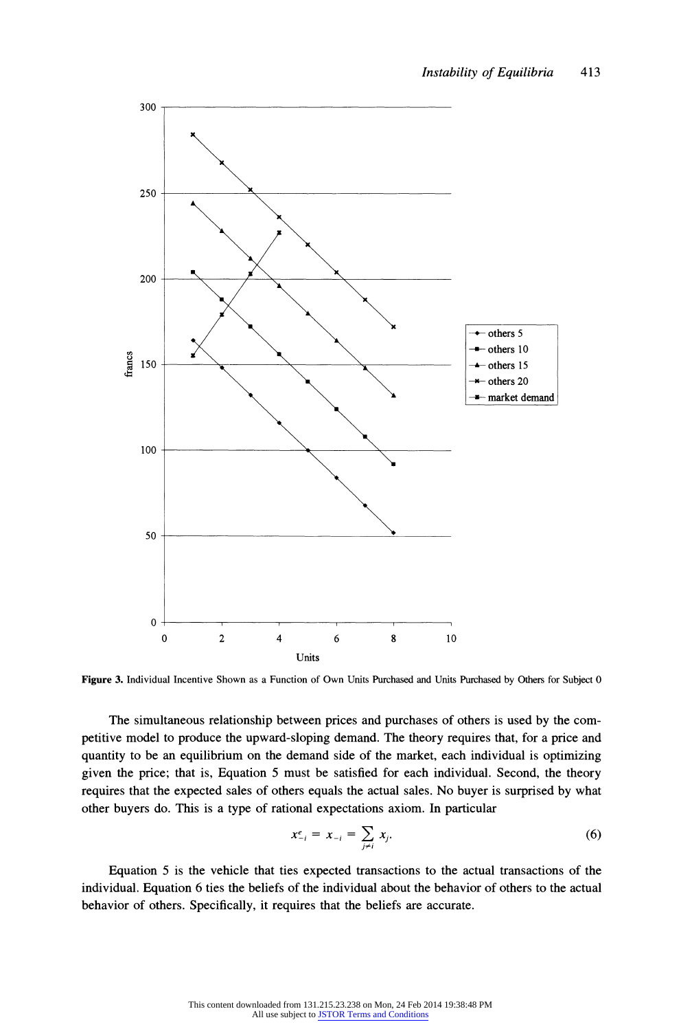**Figure 3.** Individual Incentive Shown as a Function of Own Units Purchased and Units Purchased by Others for Subject 0

The simultaneous relationship between prices and purchases of others is used by the competitive model to produce the upward-sloping demand. The theory requires that, for a price and quantity to be an equilibrium on the demand side of the market, each individual is optimizing given the price; that is, Equation 5 must be satisfied for each individual. Second, the theory requires that the expected sales of others equals the actual sales. No buyer is surprised by what other buyers do. This is a type of rational expectations axiom. In particular

$$x^e_{-i} = x_{-i} = \sum_{j \neq i} x_j. \tag{6}$$

Equation 5 is the vehicle that ties expected transactions to the actual transactions of the individual. Equation 6 ties the beliefs of the individual about the behavior of others to the actual behavior of others. Specifically, it requires that the beliefs are accurate.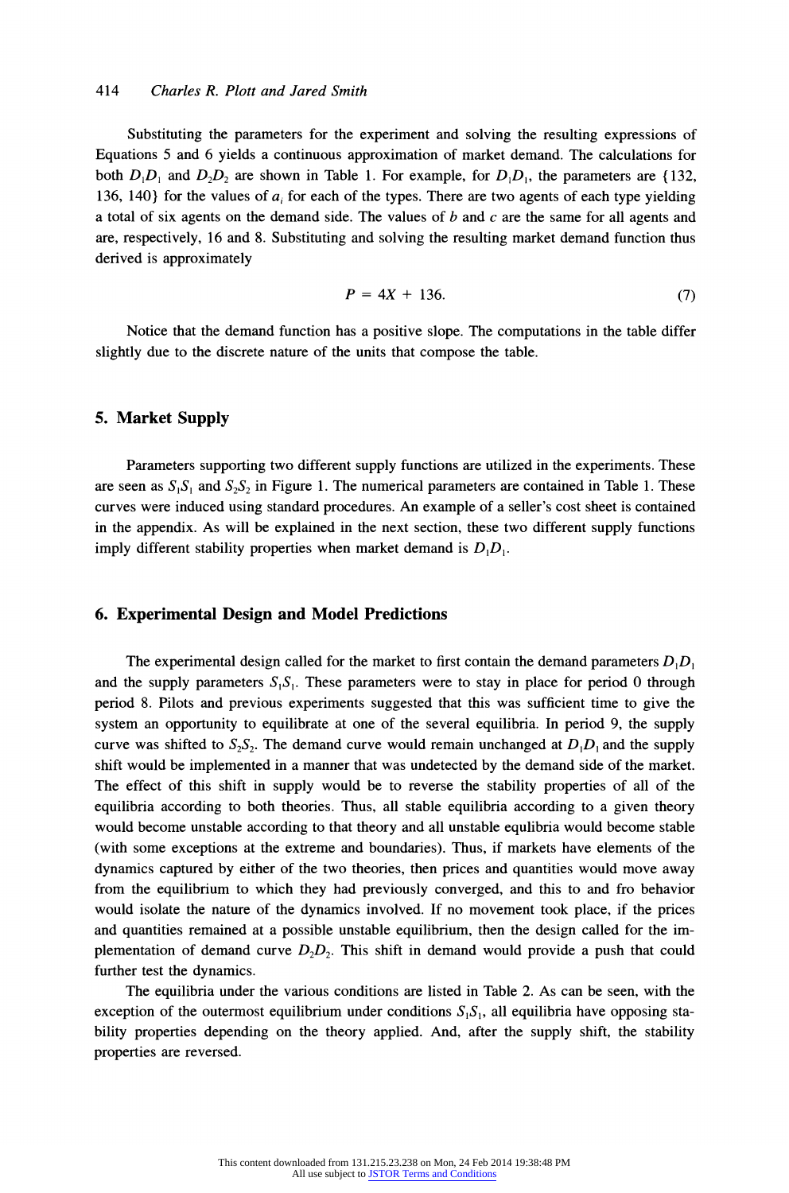Substituting the parameters for the experiment and solving the resulting expressions of Equations 5 and 6 yields a continuous approximation of market demand. The calculations for both $D_1D_1$ and $D_2D_2$ are shown in Table 1. For example, for $D_1D_1$, the parameters are {132, 136, 140} for the values of $a_i$ for each of the types. There are two agents of each type yielding a total of six agents on the demand side. The values of $b$ and $c$ are the same for all agents and are, respectively, 16 and 8. Substituting and solving the resulting market demand function thus derived is approximately

$$P = 4X + 136. \tag{7}$$

Notice that the demand function has a positive slope. The computations in the table differ slightly due to the discrete nature of the units that compose the table.

## 5. Market Supply

Parameters supporting two different supply functions are utilized in the experiments. These are seen as $S_1S_1$ and $S_2S_2$ in Figure 1. The numerical parameters are contained in Table 1. These curves were induced using standard procedures. An example of a seller's cost sheet is contained in the appendix. As will be explained in the next section, these two different supply functions imply different stability properties when market demand is $D_1D_1$.

## 6. Experimental Design and Model Predictions

The experimental design called for the market to first contain the demand parameters $D_1D_1$ and the supply parameters $S_1S_1$. These parameters were to stay in place for period 0 through period 8. Pilots and previous experiments suggested that this was sufficient time to give the system an opportunity to equilibrate at one of the several equilibria. In period 9, the supply curve was shifted to $S_2S_2$. The demand curve would remain unchanged at $D_1D_1$ and the supply shift would be implemented in a manner that was undetected by the demand side of the market. The effect of this shift in supply would be to reverse the stability properties of all of the equilibria according to both theories. Thus, all stable equilibria according to a given theory would become unstable according to that theory and all unstable equlibria would become stable (with some exceptions at the extreme and boundaries). Thus, if markets have elements of the dynamics captured by either of the two theories, then prices and quantities would move away from the equilibrium to which they had previously converged, and this to and fro behavior would isolate the nature of the dynamics involved. If no movement took place, if the prices and quantities remained at a possible unstable equilibrium, then the design called for the implementation of demand curve $D_2D_2$. This shift in demand would provide a push that could further test the dynamics.

The equilibria under the various conditions are listed in Table 2. As can be seen, with the exception of the outermost equilibrium under conditions $S_1S_1$, all equilibria have opposing stability properties depending on the theory applied. And, after the supply shift, the stability properties are reversed.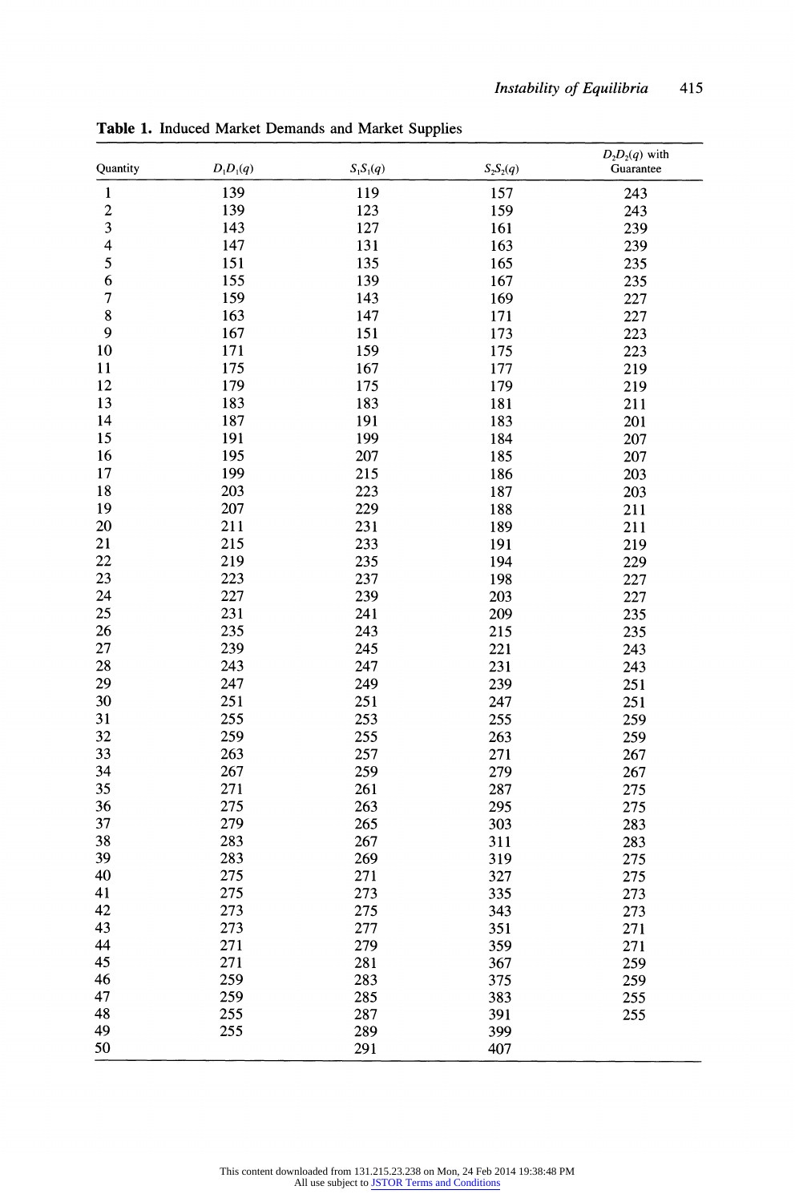**Table 1.** Induced Market Demands and Market Supplies

| Quantity | $D_1D_1(q)$ | $S_1S_1(q)$ | $S_2S_2(q)$ | $D_2D_2(q)$ with Guarantee |
|---|---|---|---|---|
| 1 | 139 | 119 | 157 | 243 |
| 2 | 139 | 123 | 159 | 243 |
| 3 | 143 | 127 | 161 | 239 |
| 4 | 147 | 131 | 163 | 239 |
| 5 | 151 | 135 | 165 | 235 |
| 6 | 155 | 139 | 167 | 235 |
| 7 | 159 | 143 | 169 | 227 |
| 8 | 163 | 147 | 171 | 227 |
| 9 | 167 | 151 | 173 | 223 |
| 10 | 171 | 159 | 175 | 223 |
| 11 | 175 | 167 | 177 | 219 |
| 12 | 179 | 175 | 179 | 219 |
| 13 | 183 | 183 | 181 | 211 |
| 14 | 187 | 191 | 183 | 201 |
| 15 | 191 | 199 | 184 | 207 |
| 16 | 195 | 207 | 185 | 207 |
| 17 | 199 | 215 | 186 | 203 |
| 18 | 203 | 223 | 187 | 203 |
| 19 | 207 | 229 | 188 | 211 |
| 20 | 211 | 231 | 189 | 211 |
| 21 | 215 | 233 | 191 | 219 |
| 22 | 219 | 235 | 194 | 229 |
| 23 | 223 | 237 | 198 | 227 |
| 24 | 227 | 239 | 203 | 227 |
| 25 | 231 | 241 | 209 | 235 |
| 26 | 235 | 243 | 215 | 235 |
| 27 | 239 | 245 | 221 | 243 |
| 28 | 243 | 247 | 231 | 243 |
| 29 | 247 | 249 | 239 | 251 |
| 30 | 251 | 251 | 247 | 251 |
| 31 | 255 | 253 | 255 | 259 |
| 32 | 259 | 255 | 263 | 259 |
| 33 | 263 | 257 | 271 | 267 |
| 34 | 267 | 259 | 279 | 267 |
| 35 | 271 | 261 | 287 | 275 |
| 36 | 275 | 263 | 295 | 275 |
| 37 | 279 | 265 | 303 | 283 |
| 38 | 283 | 267 | 311 | 283 |
| 39 | 283 | 269 | 319 | 275 |
| 40 | 275 | 271 | 327 | 275 |
| 41 | 275 | 273 | 335 | 273 |
| 42 | 273 | 275 | 343 | 273 |
| 43 | 273 | 277 | 351 | 271 |
| 44 | 271 | 279 | 359 | 271 |
| 45 | 271 | 281 | 367 | 259 |
| 46 | 259 | 283 | 375 | 259 |
| 47 | 259 | 285 | 383 | 255 |
| 48 | 255 | 287 | 391 | 255 |
| 49 | 255 | 289 | 399 | |
| 50 | | 291 | 407 | |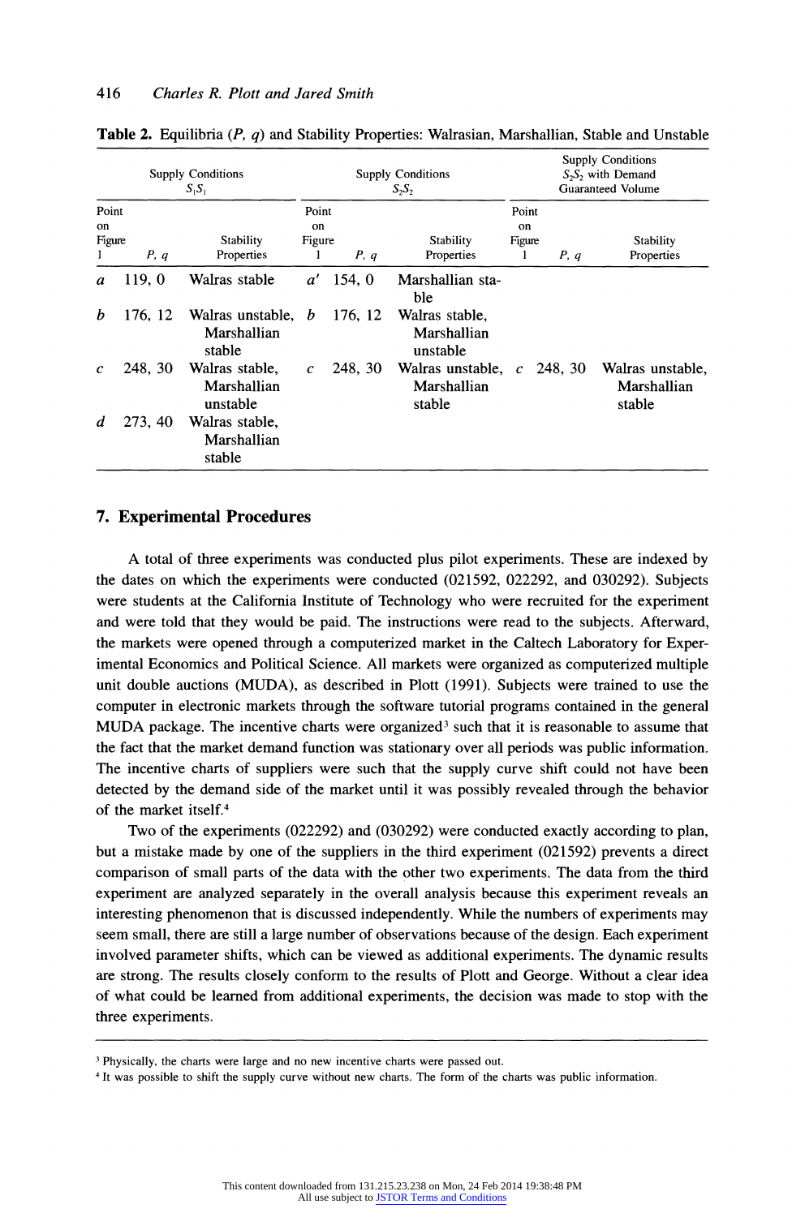**Table 2.** Equilibria ($P$, $q$) and Stability Properties: Walrasian, Marshallian, Stable and Unstable

| Supply Conditions $S_1S_1$ | | | Supply Conditions $S_2S_2$ | | | Supply Conditions $S_2S_2$ with Demand Guaranteed Volume | | |
|---|---|---|---|---|---|---|---|---|
| Point on Figure 1 | $P$, $q$ | Stability Properties | Point on Figure 1 | $P$, $q$ | Stability Properties | Point on Figure 1 | $P$, $q$ | Stability Properties |
| *a* | 119, 0 | Walras stable | *a'* | 154, 0 | Marshallian stable | | | |
| *b* | 176, 12 | Walras unstable, Marshallian stable | *b* | 176, 12 | Walras stable, Marshallian unstable | | | |
| *c* | 248, 30 | Walras stable, Marshallian unstable | *c* | 248, 30 | Walras unstable, Marshallian stable | *c* | 248, 30 | Walras unstable, Marshallian stable |
| *d* | 273, 40 | Walras stable, Marshallian stable | | | | | | |

## 7. Experimental Procedures

A total of three experiments was conducted plus pilot experiments. These are indexed by the dates on which the experiments were conducted (021592, 022292, and 030292). Subjects were students at the California Institute of Technology who were recruited for the experiment and were told that they would be paid. The instructions were read to the subjects. Afterward, the markets were opened through a computerized market in the Caltech Laboratory for Experimental Economics and Political Science. All markets were organized as computerized multiple unit double auctions (MUDA), as described in Plott (1991). Subjects were trained to use the computer in electronic markets through the software tutorial programs contained in the general MUDA package. The incentive charts were organized[3] such that it is reasonable to assume that the fact that the market demand function was stationary over all periods was public information. The incentive charts of suppliers were such that the supply curve shift could not have been detected by the demand side of the market until it was possibly revealed through the behavior of the market itself.[4]

Two of the experiments (022292) and (030292) were conducted exactly according to plan, but a mistake made by one of the suppliers in the third experiment (021592) prevents a direct comparison of small parts of the data with the other two experiments. The data from the third experiment are analyzed separately in the overall analysis because this experiment reveals an interesting phenomenon that is discussed independently. While the numbers of experiments may seem small, there are still a large number of observations because of the design. Each experiment involved parameter shifts, which can be viewed as additional experiments. The dynamic results are strong. The results closely conform to the results of Plott and George. Without a clear idea of what could be learned from additional experiments, the decision was made to stop with the three experiments.

---

[3] Physically, the charts were large and no new incentive charts were passed out.

[4] It was possible to shift the supply curve without new charts. The form of the charts was public information.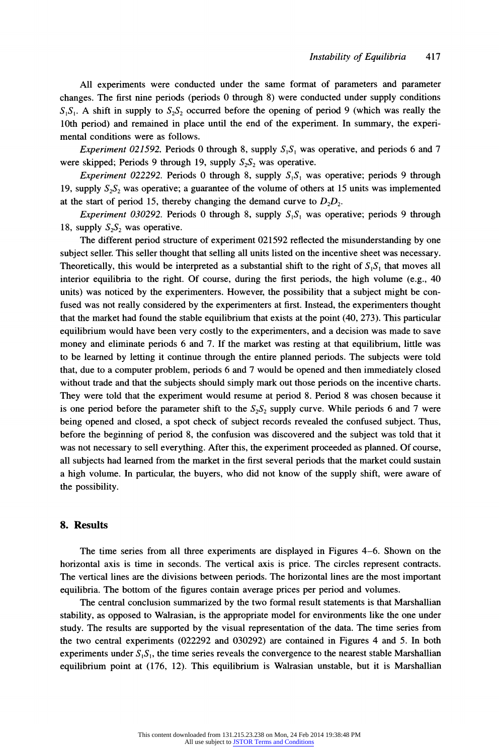All experiments were conducted under the same format of parameters and parameter changes. The first nine periods (periods 0 through 8) were conducted under supply conditions $S_1S_1$. A shift in supply to $S_2S_2$ occurred before the opening of period 9 (which was really the 10th period) and remained in place until the end of the experiment. In summary, the experimental conditions were as follows.

*Experiment 021592.* Periods 0 through 8, supply $S_1S_1$ was operative, and periods 6 and 7 were skipped; Periods 9 through 19, supply $S_2S_2$ was operative.

*Experiment 022292.* Periods 0 through 8, supply $S_1S_1$ was operative; periods 9 through 19, supply $S_2S_2$ was operative; a guarantee of the volume of others at 15 units was implemented at the start of period 15, thereby changing the demand curve to $D_2D_2$.

*Experiment 030292.* Periods 0 through 8, supply $S_1S_1$ was operative; periods 9 through 18, supply $S_2S_2$ was operative.

The different period structure of experiment 021592 reflected the misunderstanding by one subject seller. This seller thought that selling all units listed on the incentive sheet was necessary. Theoretically, this would be interpreted as a substantial shift to the right of $S_1S_1$ that moves all interior equilibria to the right. Of course, during the first periods, the high volume (e.g., 40 units) was noticed by the experimenters. However, the possibility that a subject might be confused was not really considered by the experimenters at first. Instead, the experimenters thought that the market had found the stable equilibrium that exists at the point (40, 273). This particular equilibrium would have been very costly to the experimenters, and a decision was made to save money and eliminate periods 6 and 7. If the market was resting at that equilibrium, little was to be learned by letting it continue through the entire planned periods. The subjects were told that, due to a computer problem, periods 6 and 7 would be opened and then immediately closed without trade and that the subjects should simply mark out those periods on the incentive charts. They were told that the experiment would resume at period 8. Period 8 was chosen because it is one period before the parameter shift to the $S_2S_2$ supply curve. While periods 6 and 7 were being opened and closed, a spot check of subject records revealed the confused subject. Thus, before the beginning of period 8, the confusion was discovered and the subject was told that it was not necessary to sell everything. After this, the experiment proceeded as planned. Of course, all subjects had learned from the market in the first several periods that the market could sustain a high volume. In particular, the buyers, who did not know of the supply shift, were aware of the possibility.

## 8. Results

The time series from all three experiments are displayed in Figures 4–6. Shown on the horizontal axis is time in seconds. The vertical axis is price. The circles represent contracts. The vertical lines are the divisions between periods. The horizontal lines are the most important equilibria. The bottom of the figures contain average prices per period and volumes.

The central conclusion summarized by the two formal result statements is that Marshallian stability, as opposed to Walrasian, is the appropriate model for environments like the one under study. The results are supported by the visual representation of the data. The time series from the two central experiments (022292 and 030292) are contained in Figures 4 and 5. In both experiments under $S_1S_1$, the time series reveals the convergence to the nearest stable Marshallian equilibrium point at (176, 12). This equilibrium is Walrasian unstable, but it is Marshallian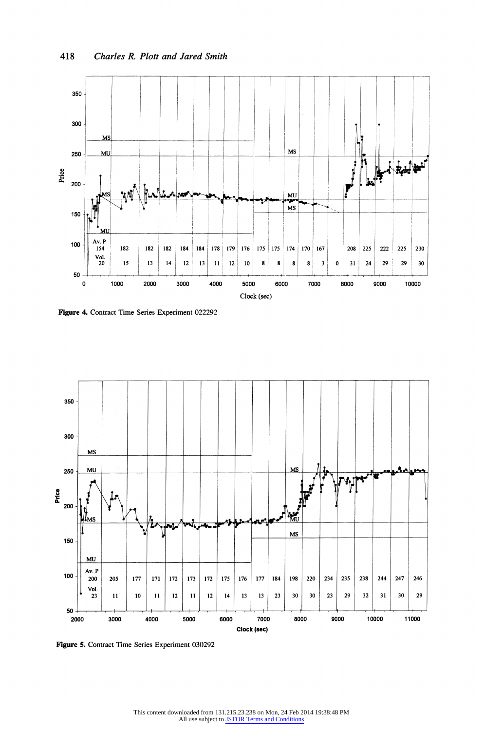Figure 4. Contract Time Series Experiment 022292

Figure 5. Contract Time Series Experiment 030292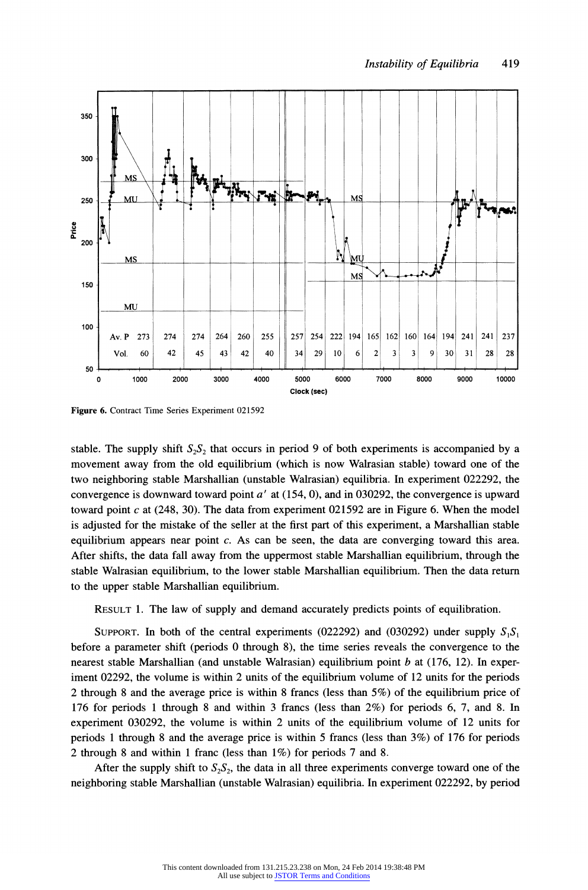Figure 6. Contract Time Series Experiment 021592

stable. The supply shift $S_2S_2$ that occurs in period 9 of both experiments is accompanied by a movement away from the old equilibrium (which is now Walrasian stable) toward one of the two neighboring stable Marshallian (unstable Walrasian) equilibria. In experiment 022292, the convergence is downward toward point $a'$ at (154, 0), and in 030292, the convergence is upward toward point $c$ at (248, 30). The data from experiment 021592 are in Figure 6. When the model is adjusted for the mistake of the seller at the first part of this experiment, a Marshallian stable equilibrium appears near point $c$. As can be seen, the data are converging toward this area. After shifts, the data fall away from the uppermost stable Marshallian equilibrium, through the stable Walrasian equilibrium, to the lower stable Marshallian equilibrium. Then the data return to the upper stable Marshallian equilibrium.

RESULT 1. The law of supply and demand accurately predicts points of equilibration.

SUPPORT. In both of the central experiments (022292) and (030292) under supply $S_1S_1$ before a parameter shift (periods 0 through 8), the time series reveals the convergence to the nearest stable Marshallian (and unstable Walrasian) equilibrium point $b$ at (176, 12). In experiment 02292, the volume is within 2 units of the equilibrium volume of 12 units for the periods 2 through 8 and the average price is within 8 francs (less than 5%) of the equilibrium price of 176 for periods 1 through 8 and within 3 francs (less than 2%) for periods 6, 7, and 8. In experiment 030292, the volume is within 2 units of the equilibrium volume of 12 units for periods 1 through 8 and the average price is within 5 francs (less than 3%) of 176 for periods 2 through 8 and within 1 franc (less than 1%) for periods 7 and 8.

After the supply shift to $S_2S_2$, the data in all three experiments converge toward one of the neighboring stable Marshallian (unstable Walrasian) equilibria. In experiment 022292, by period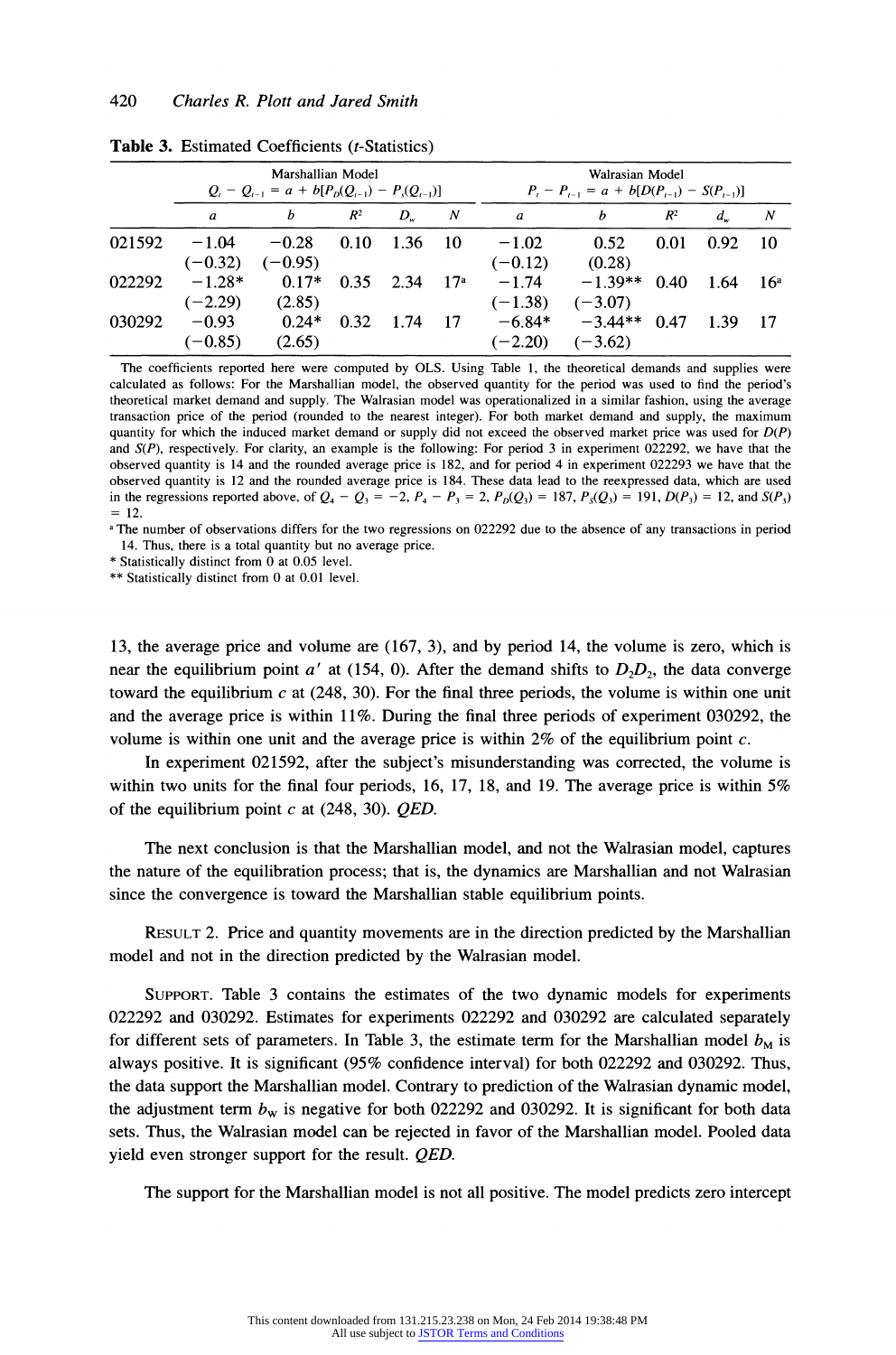**Table 3.** Estimated Coefficients (*t*-Statistics)

| | Marshallian Model $Q_t - Q_{t-1} = a + b[P_D(Q_{t-1}) - P_S(Q_{t-1})]$ | | | | | Walrasian Model $P_t - P_{t-1} = a + b[D(P_{t-1}) - S(P_{t-1})]$ | | | | |
|---|---|---|---|---|---|---|---|---|---|---|
| | $a$ | $b$ | $R^2$ | $D_w$ | $N$ | $a$ | $b$ | $R^2$ | $d_w$ | $N$ |
| 021592 | −1.04 | −0.28 | 0.10 | 1.36 | 10 | −1.02 | 0.52 | 0.01 | 0.92 | 10 |
| | (−0.32) | (−0.95) | | | | (−0.12) | (0.28) | | | |
| 022292 | −1.28* | 0.17* | 0.35 | 2.34 | 17[a] | −1.74 | −1.39** | 0.40 | 1.64 | 16[a] |
| | (−2.29) | (2.85) | | | | (−1.38) | (−3.07) | | | |
| 030292 | −0.93 | 0.24* | 0.32 | 1.74 | 17 | −6.84* | −3.44** | 0.47 | 1.39 | 17 |
| | (−0.85) | (2.65) | | | | (−2.20) | (−3.62) | | | |

The coefficients reported here were computed by OLS. Using Table 1, the theoretical demands and supplies were calculated as follows: For the Marshallian model, the observed quantity for the period was used to find the period's theoretical market demand and supply. The Walrasian model was operationalized in a similar fashion, using the average transaction price of the period (rounded to the nearest integer). For both market demand and supply, the maximum quantity for which the induced market demand or supply did not exceed the observed market price was used for $D(P)$ and $S(P)$, respectively. For clarity, an example is the following: For period 3 in experiment 022292, we have that the observed quantity is 14 and the rounded average price is 182, and for period 4 in experiment 022293 we have that the observed quantity is 12 and the rounded average price is 184. These data lead to the reexpressed data, which are used in the regressions reported above, of $Q_4 - Q_3 = -2$, $P_4 - P_3 = 2$, $P_D(Q_3) = 187$, $P_S(Q_3) = 191$, $D(P_3) = 12$, and $S(P_3) = 12$.

[a] The number of observations differs for the two regressions on 022292 due to the absence of any transactions in period 14. Thus, there is a total quantity but no average price.

\* Statistically distinct from 0 at 0.05 level.

\*\* Statistically distinct from 0 at 0.01 level.

13, the average price and volume are (167, 3), and by period 14, the volume is zero, which is near the equilibrium point $a'$ at (154, 0). After the demand shifts to $D_2D_2$, the data converge toward the equilibrium $c$ at (248, 30). For the final three periods, the volume is within one unit and the average price is within 11%. During the final three periods of experiment 030292, the volume is within one unit and the average price is within 2% of the equilibrium point $c$.

In experiment 021592, after the subject's misunderstanding was corrected, the volume is within two units for the final four periods, 16, 17, 18, and 19. The average price is within 5% of the equilibrium point $c$ at (248, 30). *QED.*

The next conclusion is that the Marshallian model, and not the Walrasian model, captures the nature of the equilibration process; that is, the dynamics are Marshallian and not Walrasian since the convergence is toward the Marshallian stable equilibrium points.

RESULT 2. Price and quantity movements are in the direction predicted by the Marshallian model and not in the direction predicted by the Walrasian model.

SUPPORT. Table 3 contains the estimates of the two dynamic models for experiments 022292 and 030292. Estimates for experiments 022292 and 030292 are calculated separately for different sets of parameters. In Table 3, the estimate term for the Marshallian model $b_M$ is always positive. It is significant (95% confidence interval) for both 022292 and 030292. Thus, the data support the Marshallian model. Contrary to prediction of the Walrasian dynamic model, the adjustment term $b_W$ is negative for both 022292 and 030292. It is significant for both data sets. Thus, the Walrasian model can be rejected in favor of the Marshallian model. Pooled data yield even stronger support for the result. *QED.*

The support for the Marshallian model is not all positive. The model predicts zero intercept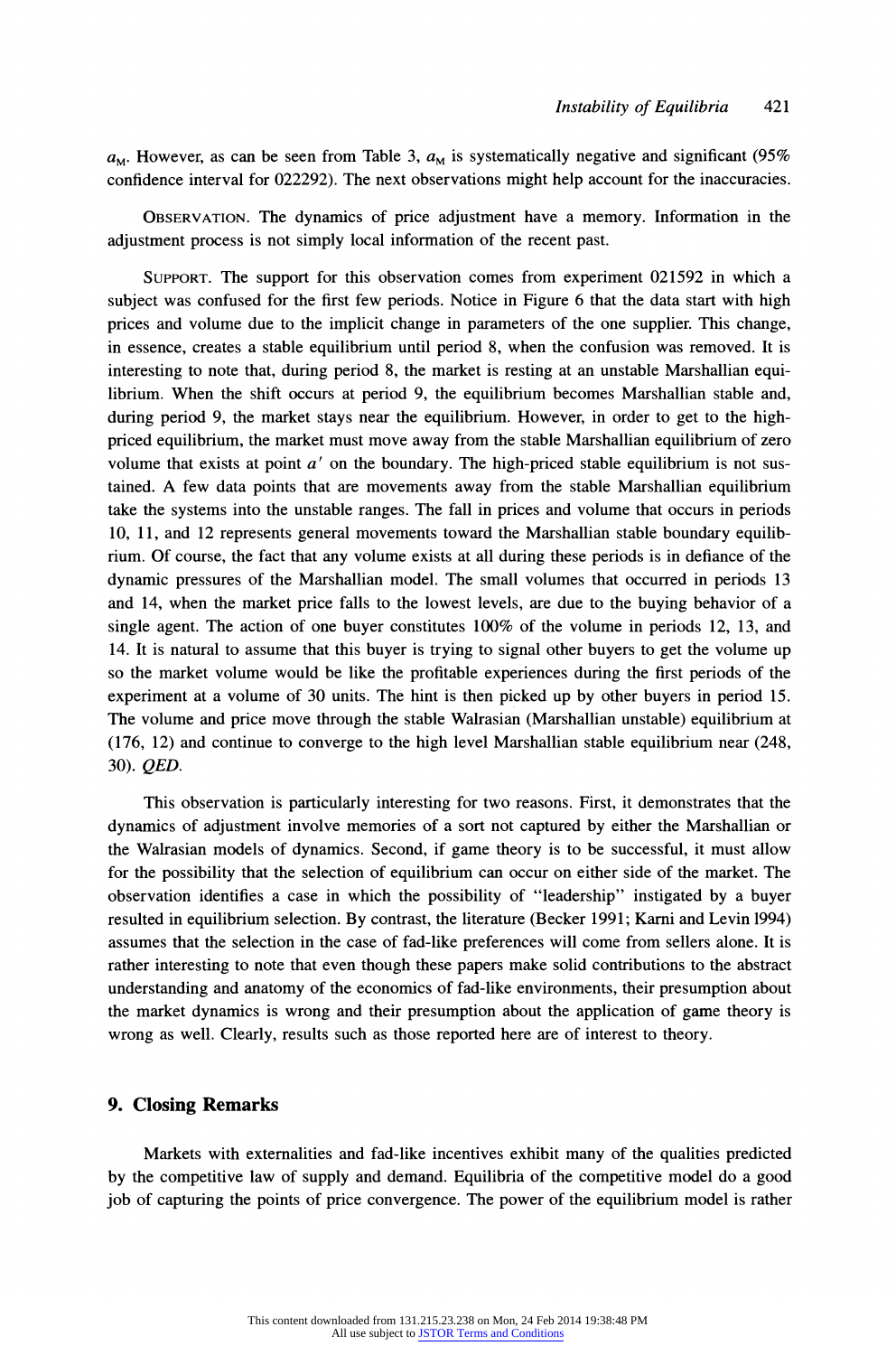$a_M$. However, as can be seen from Table 3, $a_M$ is systematically negative and significant (95% confidence interval for 022292). The next observations might help account for the inaccuracies.

OBSERVATION. The dynamics of price adjustment have a memory. Information in the adjustment process is not simply local information of the recent past.

SUPPORT. The support for this observation comes from experiment 021592 in which a subject was confused for the first few periods. Notice in Figure 6 that the data start with high prices and volume due to the implicit change in parameters of the one supplier. This change, in essence, creates a stable equilibrium until period 8, when the confusion was removed. It is interesting to note that, during period 8, the market is resting at an unstable Marshallian equilibrium. When the shift occurs at period 9, the equilibrium becomes Marshallian stable and, during period 9, the market stays near the equilibrium. However, in order to get to the high-priced equilibrium, the market must move away from the stable Marshallian equilibrium of zero volume that exists at point $a'$ on the boundary. The high-priced stable equilibrium is not sustained. A few data points that are movements away from the stable Marshallian equilibrium take the systems into the unstable ranges. The fall in prices and volume that occurs in periods 10, 11, and 12 represents general movements toward the Marshallian stable boundary equilibrium. Of course, the fact that any volume exists at all during these periods is in defiance of the dynamic pressures of the Marshallian model. The small volumes that occurred in periods 13 and 14, when the market price falls to the lowest levels, are due to the buying behavior of a single agent. The action of one buyer constitutes 100% of the volume in periods 12, 13, and 14. It is natural to assume that this buyer is trying to signal other buyers to get the volume up so the market volume would be like the profitable experiences during the first periods of the experiment at a volume of 30 units. The hint is then picked up by other buyers in period 15. The volume and price move through the stable Walrasian (Marshallian unstable) equilibrium at (176, 12) and continue to converge to the high level Marshallian stable equilibrium near (248, 30). *QED.*

This observation is particularly interesting for two reasons. First, it demonstrates that the dynamics of adjustment involve memories of a sort not captured by either the Marshallian or the Walrasian models of dynamics. Second, if game theory is to be successful, it must allow for the possibility that the selection of equilibrium can occur on either side of the market. The observation identifies a case in which the possibility of "leadership" instigated by a buyer resulted in equilibrium selection. By contrast, the literature (Becker 1991; Karni and Levin 1994) assumes that the selection in the case of fad-like preferences will come from sellers alone. It is rather interesting to note that even though these papers make solid contributions to the abstract understanding and anatomy of the economics of fad-like environments, their presumption about the market dynamics is wrong and their presumption about the application of game theory is wrong as well. Clearly, results such as those reported here are of interest to theory.

## 9. Closing Remarks

Markets with externalities and fad-like incentives exhibit many of the qualities predicted by the competitive law of supply and demand. Equilibria of the competitive model do a good job of capturing the points of price convergence. The power of the equilibrium model is rather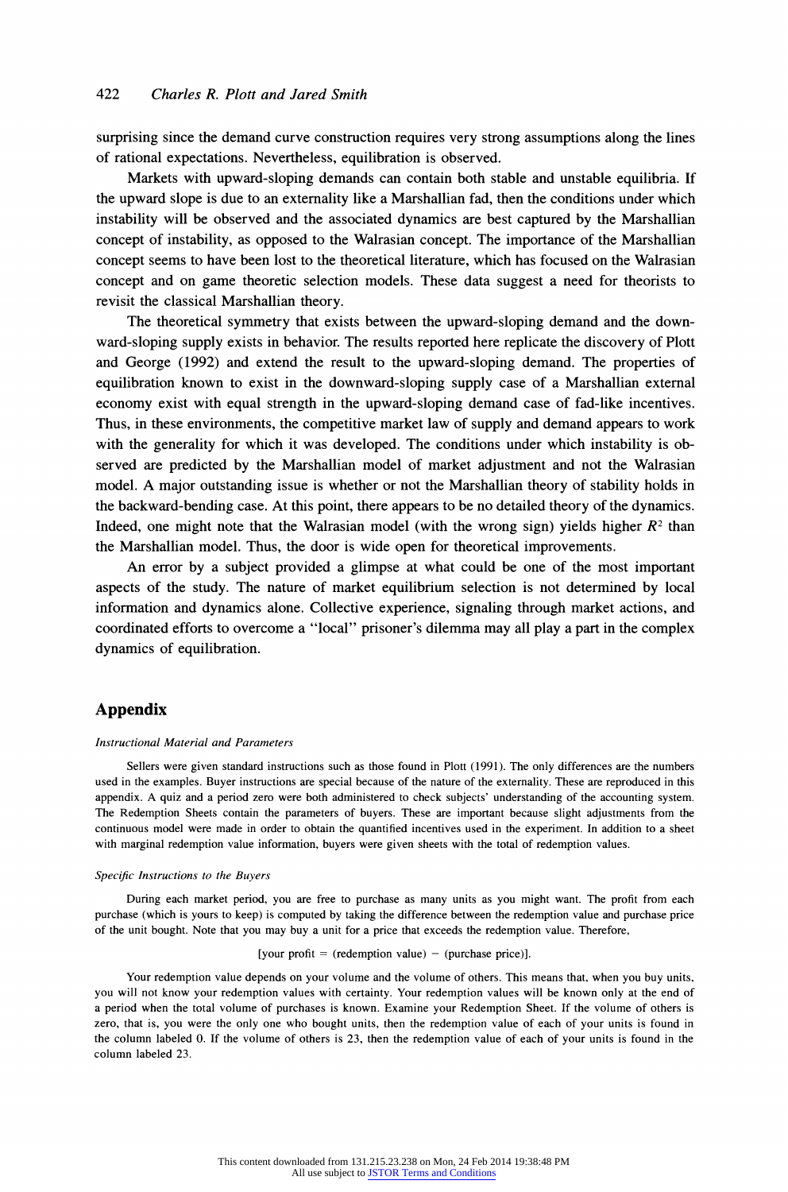surprising since the demand curve construction requires very strong assumptions along the lines of rational expectations. Nevertheless, equilibration is observed.

Markets with upward-sloping demands can contain both stable and unstable equilibria. If the upward slope is due to an externality like a Marshallian fad, then the conditions under which instability will be observed and the associated dynamics are best captured by the Marshallian concept of instability, as opposed to the Walrasian concept. The importance of the Marshallian concept seems to have been lost to the theoretical literature, which has focused on the Walrasian concept and on game theoretic selection models. These data suggest a need for theorists to revisit the classical Marshallian theory.

The theoretical symmetry that exists between the upward-sloping demand and the downward-sloping supply exists in behavior. The results reported here replicate the discovery of Plott and George (1992) and extend the result to the upward-sloping demand. The properties of equilibration known to exist in the downward-sloping supply case of a Marshallian external economy exist with equal strength in the upward-sloping demand case of fad-like incentives. Thus, in these environments, the competitive market law of supply and demand appears to work with the generality for which it was developed. The conditions under which instability is observed are predicted by the Marshallian model of market adjustment and not the Walrasian model. A major outstanding issue is whether or not the Marshallian theory of stability holds in the backward-bending case. At this point, there appears to be no detailed theory of the dynamics. Indeed, one might note that the Walrasian model (with the wrong sign) yields higher $R^2$ than the Marshallian model. Thus, the door is wide open for theoretical improvements.

An error by a subject provided a glimpse at what could be one of the most important aspects of the study. The nature of market equilibrium selection is not determined by local information and dynamics alone. Collective experience, signaling through market actions, and coordinated efforts to overcome a "local" prisoner's dilemma may all play a part in the complex dynamics of equilibration.

## Appendix

*Instructional Material and Parameters*

Sellers were given standard instructions such as those found in Plott (1991). The only differences are the numbers used in the examples. Buyer instructions are special because of the nature of the externality. These are reproduced in this appendix. A quiz and a period zero were both administered to check subjects' understanding of the accounting system. The Redemption Sheets contain the parameters of buyers. These are important because slight adjustments from the continuous model were made in order to obtain the quantified incentives used in the experiment. In addition to a sheet with marginal redemption value information, buyers were given sheets with the total of redemption values.

*Specific Instructions to the Buyers*

During each market period, you are free to purchase as many units as you might want. The profit from each purchase (which is yours to keep) is computed by taking the difference between the redemption value and purchase price of the unit bought. Note that you may buy a unit for a price that exceeds the redemption value. Therefore,

[your profit = (redemption value) − (purchase price)].

Your redemption value depends on your volume and the volume of others. This means that, when you buy units, you will not know your redemption values with certainty. Your redemption values will be known only at the end of a period when the total volume of purchases is known. Examine your Redemption Sheet. If the volume of others is zero, that is, you were the only one who bought units, then the redemption value of each of your units is found in the column labeled 0. If the volume of others is 23, then the redemption value of each of your units is found in the column labeled 23.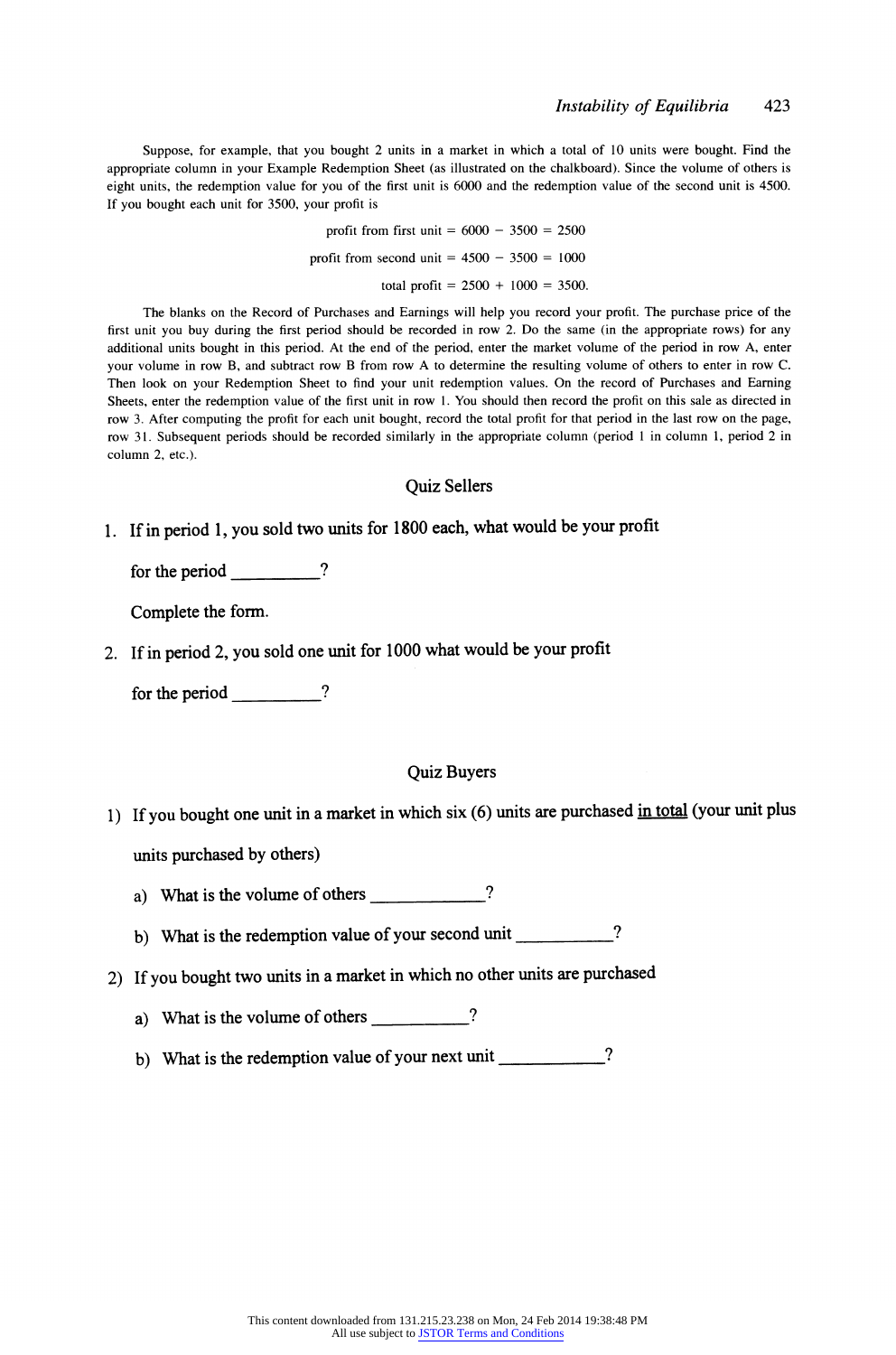Suppose, for example, that you bought 2 units in a market in which a total of 10 units were bought. Find the appropriate column in your Example Redemption Sheet (as illustrated on the chalkboard). Since the volume of others is eight units, the redemption value for you of the first unit is 6000 and the redemption value of the second unit is 4500. If you bought each unit for 3500, your profit is

$$\text{profit from first unit} = 6000 - 3500 = 2500$$

$$\text{profit from second unit} = 4500 - 3500 = 1000$$

$$\text{total profit} = 2500 + 1000 = 3500.$$

The blanks on the Record of Purchases and Earnings will help you record your profit. The purchase price of the first unit you buy during the first period should be recorded in row 2. Do the same (in the appropriate rows) for any additional units bought in this period. At the end of the period, enter the market volume of the period in row A, enter your volume in row B, and subtract row B from row A to determine the resulting volume of others to enter in row C. Then look on your Redemption Sheet to find your unit redemption values. On the record of Purchases and Earning Sheets, enter the redemption value of the first unit in row 1. You should then record the profit on this sale as directed in row 3. After computing the profit for each unit bought, record the total profit for that period in the last row on the page, row 31. Subsequent periods should be recorded similarly in the appropriate column (period 1 in column 1, period 2 in column 2, etc.).

## Quiz Sellers

1. If in period 1, you sold two units for 1800 each, what would be your profit

   for the period __________?

   Complete the form.

2. If in period 2, you sold one unit for 1000 what would be your profit

   for the period __________?

## Quiz Buyers

1) If you bought one unit in a market in which six (6) units are purchased <u>in total</u> (your unit plus units purchased by others)

   a) What is the volume of others ____________?

   b) What is the redemption value of your second unit __________?

2) If you bought two units in a market in which no other units are purchased

   a) What is the volume of others __________?

   b) What is the redemption value of your next unit ___________?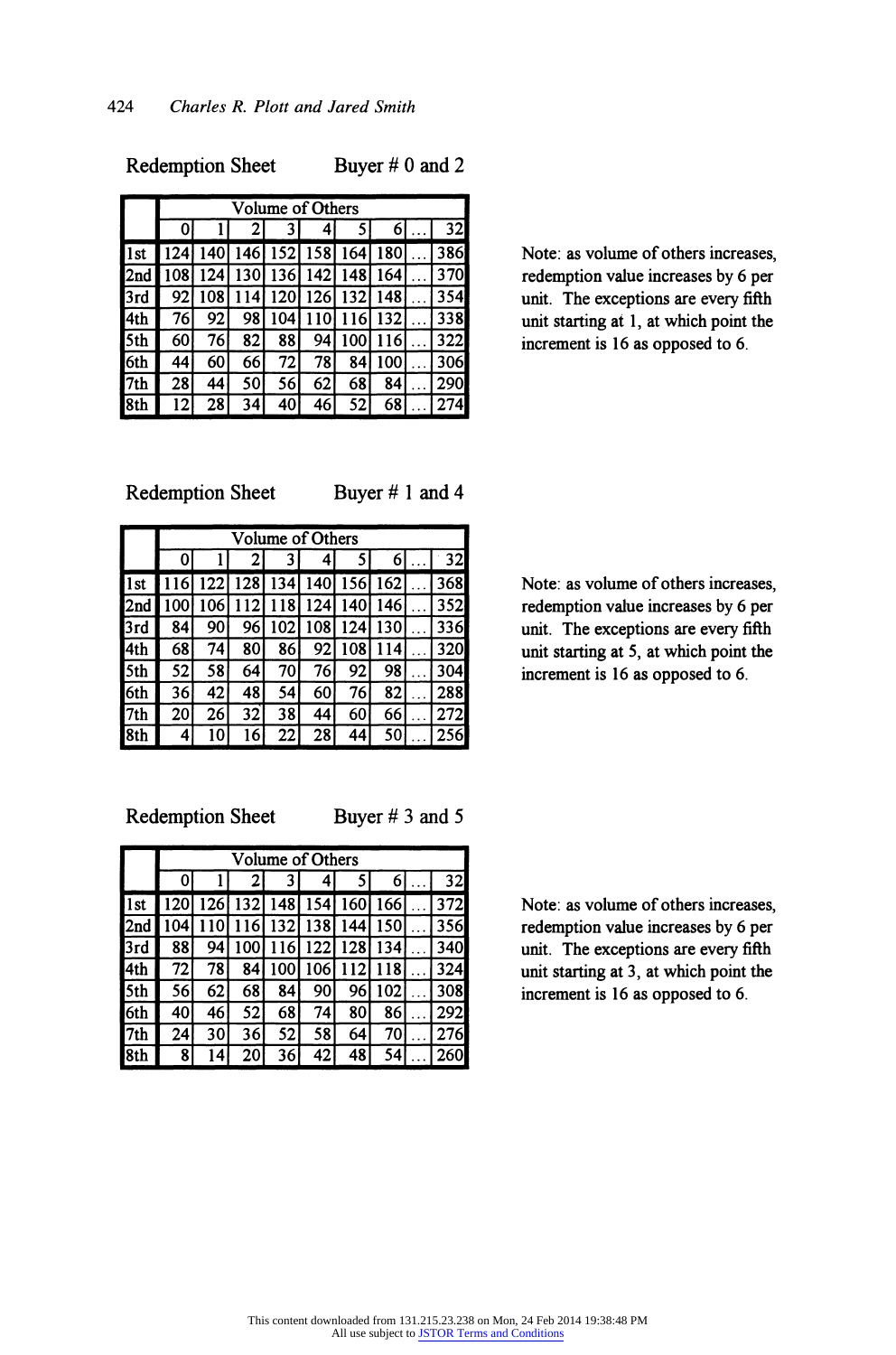Redemption Sheet     Buyer # 0 and 2

| | Volume of Others | | | | | | | | |
|---|---|---|---|---|---|---|---|---|---|
| | 0 | 1 | 2 | 3 | 4 | 5 | 6 | … | 32 |
| 1st | 124 | 140 | 146 | 152 | 158 | 164 | 180 | … | 386 |
| 2nd | 108 | 124 | 130 | 136 | 142 | 148 | 164 | … | 370 |
| 3rd | 92 | 108 | 114 | 120 | 126 | 132 | 148 | … | 354 |
| 4th | 76 | 92 | 98 | 104 | 110 | 116 | 132 | … | 338 |
| 5th | 60 | 76 | 82 | 88 | 94 | 100 | 116 | … | 322 |
| 6th | 44 | 60 | 66 | 72 | 78 | 84 | 100 | … | 306 |
| 7th | 28 | 44 | 50 | 56 | 62 | 68 | 84 | … | 290 |
| 8th | 12 | 28 | 34 | 40 | 46 | 52 | 68 | … | 274 |

Note: as volume of others increases, redemption value increases by 6 per unit. The exceptions are every fifth unit starting at 1, at which point the increment is 16 as opposed to 6.

Redemption Sheet     Buyer # 1 and 4

| | Volume of Others | | | | | | | | |
|---|---|---|---|---|---|---|---|---|---|
| | 0 | 1 | 2 | 3 | 4 | 5 | 6 | … | 32 |
| 1st | 116 | 122 | 128 | 134 | 140 | 156 | 162 | … | 368 |
| 2nd | 100 | 106 | 112 | 118 | 124 | 140 | 146 | … | 352 |
| 3rd | 84 | 90 | 96 | 102 | 108 | 124 | 130 | … | 336 |
| 4th | 68 | 74 | 80 | 86 | 92 | 108 | 114 | … | 320 |
| 5th | 52 | 58 | 64 | 70 | 76 | 92 | 98 | … | 304 |
| 6th | 36 | 42 | 48 | 54 | 60 | 76 | 82 | … | 288 |
| 7th | 20 | 26 | 32 | 38 | 44 | 60 | 66 | … | 272 |
| 8th | 4 | 10 | 16 | 22 | 28 | 44 | 50 | … | 256 |

Note: as volume of others increases, redemption value increases by 6 per unit. The exceptions are every fifth unit starting at 5, at which point the increment is 16 as opposed to 6.

Redemption Sheet     Buyer # 3 and 5

| | Volume of Others | | | | | | | | |
|---|---|---|---|---|---|---|---|---|---|
| | 0 | 1 | 2 | 3 | 4 | 5 | 6 | … | 32 |
| 1st | 120 | 126 | 132 | 148 | 154 | 160 | 166 | … | 372 |
| 2nd | 104 | 110 | 116 | 132 | 138 | 144 | 150 | … | 356 |
| 3rd | 88 | 94 | 100 | 116 | 122 | 128 | 134 | … | 340 |
| 4th | 72 | 78 | 84 | 100 | 106 | 112 | 118 | … | 324 |
| 5th | 56 | 62 | 68 | 84 | 90 | 96 | 102 | … | 308 |
| 6th | 40 | 46 | 52 | 68 | 74 | 80 | 86 | … | 292 |
| 7th | 24 | 30 | 36 | 52 | 58 | 64 | 70 | … | 276 |
| 8th | 8 | 14 | 20 | 36 | 42 | 48 | 54 | … | 260 |

Note: as volume of others increases, redemption value increases by 6 per unit. The exceptions are every fifth unit starting at 3, at which point the increment is 16 as opposed to 6.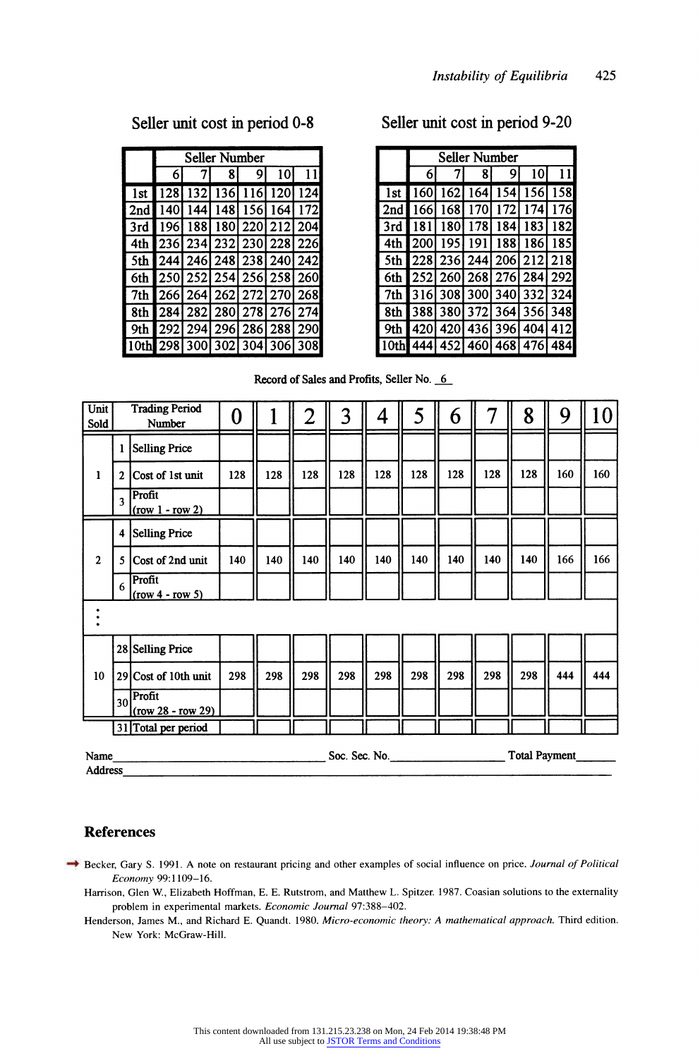Seller unit cost in period 0-8

| | Seller Number | | | | | |
|---|---|---|---|---|---|---|
| | 6 | 7 | 8 | 9 | 10 | 11 |
| 1st | 128 | 132 | 136 | 116 | 120 | 124 |
| 2nd | 140 | 144 | 148 | 156 | 164 | 172 |
| 3rd | 196 | 188 | 180 | 220 | 212 | 204 |
| 4th | 236 | 234 | 232 | 230 | 228 | 226 |
| 5th | 244 | 246 | 248 | 238 | 240 | 242 |
| 6th | 250 | 252 | 254 | 256 | 258 | 260 |
| 7th | 266 | 264 | 262 | 272 | 270 | 268 |
| 8th | 284 | 282 | 280 | 278 | 276 | 274 |
| 9th | 292 | 294 | 296 | 286 | 288 | 290 |
| 10th | 298 | 300 | 302 | 304 | 306 | 308 |

Seller unit cost in period 9-20

| | Seller Number | | | | | |
|---|---|---|---|---|---|---|
| | 6 | 7 | 8 | 9 | 10 | 11 |
| 1st | 160 | 162 | 164 | 154 | 156 | 158 |
| 2nd | 166 | 168 | 170 | 172 | 174 | 176 |
| 3rd | 181 | 180 | 178 | 184 | 183 | 182 |
| 4th | 200 | 195 | 191 | 188 | 186 | 185 |
| 5th | 228 | 236 | 244 | 206 | 212 | 218 |
| 6th | 252 | 260 | 268 | 276 | 284 | 292 |
| 7th | 316 | 308 | 300 | 340 | 332 | 324 |
| 8th | 388 | 380 | 372 | 364 | 356 | 348 |
| 9th | 420 | 420 | 436 | 396 | 404 | 412 |
| 10th | 444 | 452 | 460 | 468 | 476 | 484 |

Record of Sales and Profits, Seller No. 6

| Unit Sold | | Trading Period Number | 0 | 1 | 2 | 3 | 4 | 5 | 6 | 7 | 8 | 9 | 10 |
|---|---|---|---|---|---|---|---|---|---|---|---|---|---|
| 1 | 1 | Selling Price | | | | | | | | | | | |
| | 2 | Cost of 1st unit | 128 | 128 | 128 | 128 | 128 | 128 | 128 | 128 | 128 | 160 | 160 |
| | 3 | Profit (row 1 - row 2) | | | | | | | | | | | |
| 2 | 4 | Selling Price | | | | | | | | | | | |
| | 5 | Cost of 2nd unit | 140 | 140 | 140 | 140 | 140 | 140 | 140 | 140 | 140 | 166 | 166 |
| | 6 | Profit (row 4 - row 5) | | | | | | | | | | | |
| ⋮ | | | | | | | | | | | | | |
| 10 | 28 | Selling Price | | | | | | | | | | | |
| | 29 | Cost of 10th unit | 298 | 298 | 298 | 298 | 298 | 298 | 298 | 298 | 298 | 444 | 444 |
| | 30 | Profit (row 28 - row 29) | | | | | | | | | | | |
| | 31 | Total per period | | | | | | | | | | | |

Name\_\_\_\_\_\_\_\_\_\_\_\_\_\_\_\_\_\_\_\_ Soc. Sec. No.\_\_\_\_\_\_\_\_\_\_\_\_\_\_ Total Payment\_\_\_\_\_\_
Address\_\_\_\_\_\_\_\_\_\_\_\_\_\_\_\_\_\_\_\_\_\_\_\_\_\_\_\_\_\_\_\_\_\_\_\_\_\_\_\_\_\_\_\_\_\_\_\_

## References

Becker, Gary S. 1991. A note on restaurant pricing and other examples of social influence on price. *Journal of Political Economy* 99:1109–16.

Harrison, Glen W., Elizabeth Hoffman, E. E. Rutstrom, and Matthew L. Spitzer. 1987. Coasian solutions to the externality problem in experimental markets. *Economic Journal* 97:388–402.

Henderson, James M., and Richard E. Quandt. 1980. *Micro-economic theory: A mathematical approach.* Third edition. New York: McGraw-Hill.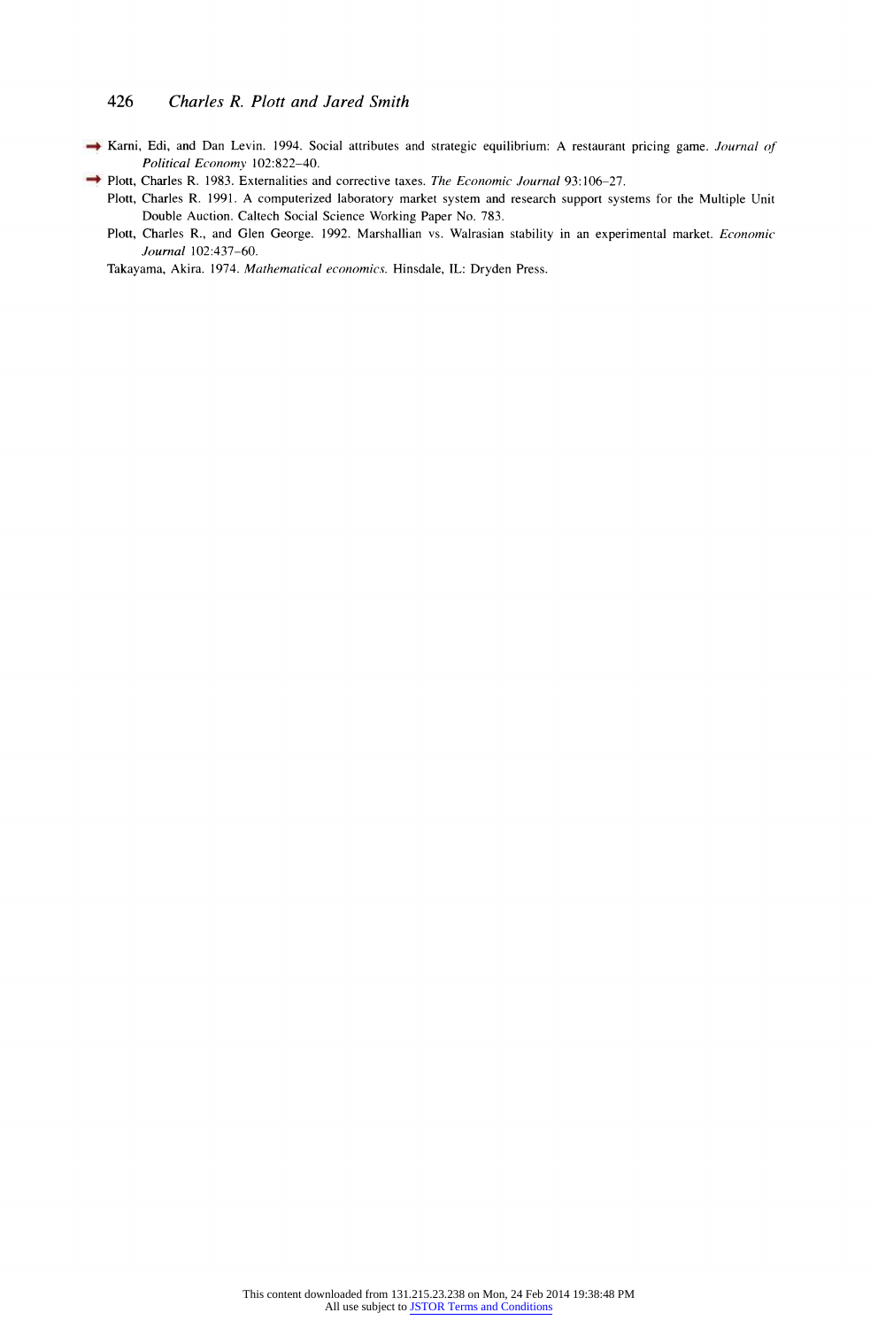Karni, Edi, and Dan Levin. 1994. Social attributes and strategic equilibrium: A restaurant pricing game. *Journal of Political Economy* 102:822–40.

Plott, Charles R. 1983. Externalities and corrective taxes. *The Economic Journal* 93:106–27.

Plott, Charles R. 1991. A computerized laboratory market system and research support systems for the Multiple Unit Double Auction. Caltech Social Science Working Paper No. 783.

Plott, Charles R., and Glen George. 1992. Marshallian vs. Walrasian stability in an experimental market. *Economic Journal* 102:437–60.

Takayama, Akira. 1974. *Mathematical economics.* Hinsdale, IL: Dryden Press.